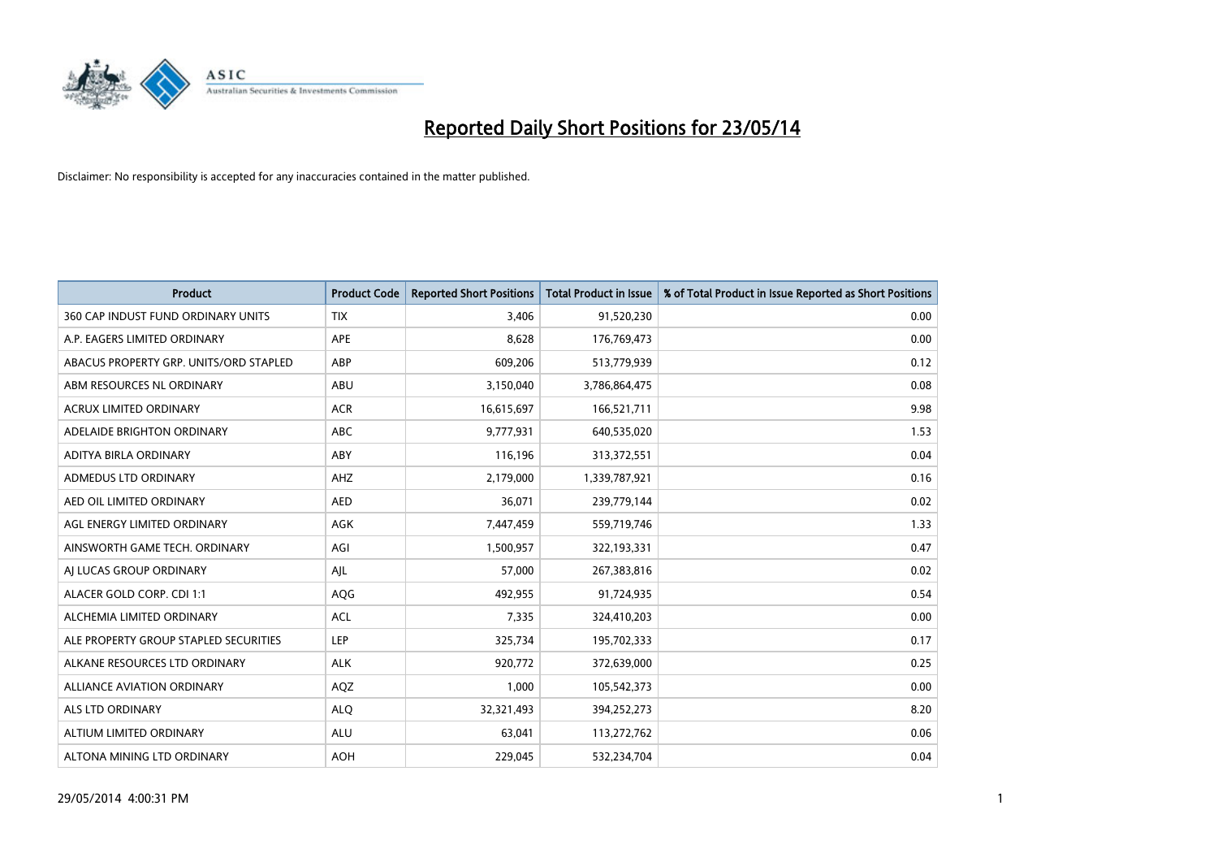# Reported Daily Short Positions for 23/05/14

Disclaimer: No responsibility is accepted for any inaccuracies contained in the matter published.

| Product | Product Code | Reported Short Positions | Total Product in Issue | % of Total Product in Issue Reported as Short Positions |
|---|---|---|---|---|
| 360 CAP INDUST FUND ORDINARY UNITS | TIX | 3,406 | 91,520,230 | 0.00 |
| A.P. EAGERS LIMITED ORDINARY | APE | 8,628 | 176,769,473 | 0.00 |
| ABACUS PROPERTY GRP. UNITS/ORD STAPLED | ABP | 609,206 | 513,779,939 | 0.12 |
| ABM RESOURCES NL ORDINARY | ABU | 3,150,040 | 3,786,864,475 | 0.08 |
| ACRUX LIMITED ORDINARY | ACR | 16,615,697 | 166,521,711 | 9.98 |
| ADELAIDE BRIGHTON ORDINARY | ABC | 9,777,931 | 640,535,020 | 1.53 |
| ADITYA BIRLA ORDINARY | ABY | 116,196 | 313,372,551 | 0.04 |
| ADMEDUS LTD ORDINARY | AHZ | 2,179,000 | 1,339,787,921 | 0.16 |
| AED OIL LIMITED ORDINARY | AED | 36,071 | 239,779,144 | 0.02 |
| AGL ENERGY LIMITED ORDINARY | AGK | 7,447,459 | 559,719,746 | 1.33 |
| AINSWORTH GAME TECH. ORDINARY | AGI | 1,500,957 | 322,193,331 | 0.47 |
| AJ LUCAS GROUP ORDINARY | AJL | 57,000 | 267,383,816 | 0.02 |
| ALACER GOLD CORP. CDI 1:1 | AQG | 492,955 | 91,724,935 | 0.54 |
| ALCHEMIA LIMITED ORDINARY | ACL | 7,335 | 324,410,203 | 0.00 |
| ALE PROPERTY GROUP STAPLED SECURITIES | LEP | 325,734 | 195,702,333 | 0.17 |
| ALKANE RESOURCES LTD ORDINARY | ALK | 920,772 | 372,639,000 | 0.25 |
| ALLIANCE AVIATION ORDINARY | AQZ | 1,000 | 105,542,373 | 0.00 |
| ALS LTD ORDINARY | ALQ | 32,321,493 | 394,252,273 | 8.20 |
| ALTIUM LIMITED ORDINARY | ALU | 63,041 | 113,272,762 | 0.06 |
| ALTONA MINING LTD ORDINARY | AOH | 229,045 | 532,234,704 | 0.04 |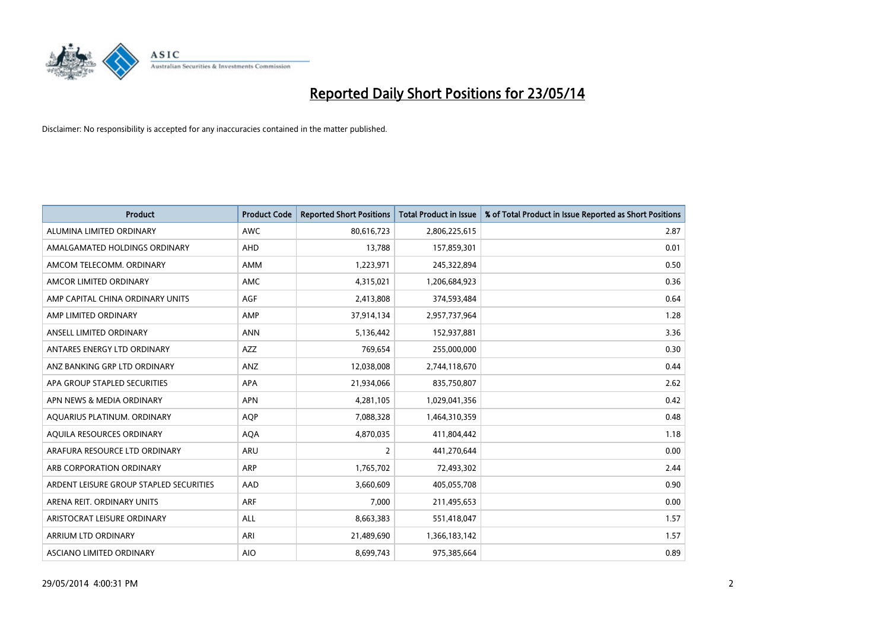# Reported Daily Short Positions for 23/05/14

Disclaimer: No responsibility is accepted for any inaccuracies contained in the matter published.

| Product | Product Code | Reported Short Positions | Total Product in Issue | % of Total Product in Issue Reported as Short Positions |
|---|---|---|---|---|
| ALUMINA LIMITED ORDINARY | AWC | 80,616,723 | 2,806,225,615 | 2.87 |
| AMALGAMATED HOLDINGS ORDINARY | AHD | 13,788 | 157,859,301 | 0.01 |
| AMCOM TELECOMM. ORDINARY | AMM | 1,223,971 | 245,322,894 | 0.50 |
| AMCOR LIMITED ORDINARY | AMC | 4,315,021 | 1,206,684,923 | 0.36 |
| AMP CAPITAL CHINA ORDINARY UNITS | AGF | 2,413,808 | 374,593,484 | 0.64 |
| AMP LIMITED ORDINARY | AMP | 37,914,134 | 2,957,737,964 | 1.28 |
| ANSELL LIMITED ORDINARY | ANN | 5,136,442 | 152,937,881 | 3.36 |
| ANTARES ENERGY LTD ORDINARY | AZZ | 769,654 | 255,000,000 | 0.30 |
| ANZ BANKING GRP LTD ORDINARY | ANZ | 12,038,008 | 2,744,118,670 | 0.44 |
| APA GROUP STAPLED SECURITIES | APA | 21,934,066 | 835,750,807 | 2.62 |
| APN NEWS & MEDIA ORDINARY | APN | 4,281,105 | 1,029,041,356 | 0.42 |
| AQUARIUS PLATINUM. ORDINARY | AQP | 7,088,328 | 1,464,310,359 | 0.48 |
| AQUILA RESOURCES ORDINARY | AQA | 4,870,035 | 411,804,442 | 1.18 |
| ARAFURA RESOURCE LTD ORDINARY | ARU | 2 | 441,270,644 | 0.00 |
| ARB CORPORATION ORDINARY | ARP | 1,765,702 | 72,493,302 | 2.44 |
| ARDENT LEISURE GROUP STAPLED SECURITIES | AAD | 3,660,609 | 405,055,708 | 0.90 |
| ARENA REIT. ORDINARY UNITS | ARF | 7,000 | 211,495,653 | 0.00 |
| ARISTOCRAT LEISURE ORDINARY | ALL | 8,663,383 | 551,418,047 | 1.57 |
| ARRIUM LTD ORDINARY | ARI | 21,489,690 | 1,366,183,142 | 1.57 |
| ASCIANO LIMITED ORDINARY | AIO | 8,699,743 | 975,385,664 | 0.89 |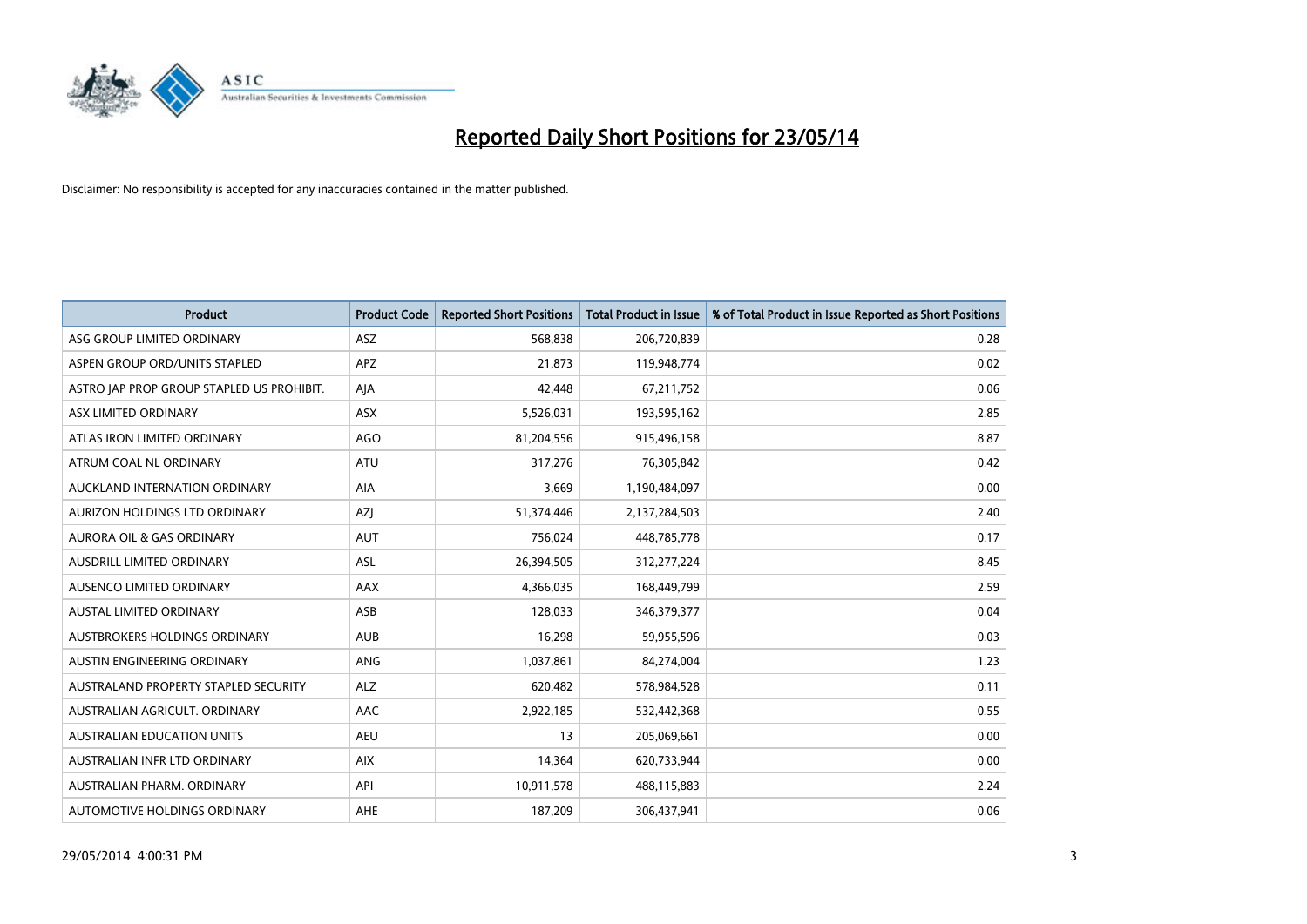# Reported Daily Short Positions for 23/05/14

Disclaimer: No responsibility is accepted for any inaccuracies contained in the matter published.

| Product | Product Code | Reported Short Positions | Total Product in Issue | % of Total Product in Issue Reported as Short Positions |
|---|---|---|---|---|
| ASG GROUP LIMITED ORDINARY | ASZ | 568,838 | 206,720,839 | 0.28 |
| ASPEN GROUP ORD/UNITS STAPLED | APZ | 21,873 | 119,948,774 | 0.02 |
| ASTRO JAP PROP GROUP STAPLED US PROHIBIT. | AJA | 42,448 | 67,211,752 | 0.06 |
| ASX LIMITED ORDINARY | ASX | 5,526,031 | 193,595,162 | 2.85 |
| ATLAS IRON LIMITED ORDINARY | AGO | 81,204,556 | 915,496,158 | 8.87 |
| ATRUM COAL NL ORDINARY | ATU | 317,276 | 76,305,842 | 0.42 |
| AUCKLAND INTERNATION ORDINARY | AIA | 3,669 | 1,190,484,097 | 0.00 |
| AURIZON HOLDINGS LTD ORDINARY | AZJ | 51,374,446 | 2,137,284,503 | 2.40 |
| AURORA OIL & GAS ORDINARY | AUT | 756,024 | 448,785,778 | 0.17 |
| AUSDRILL LIMITED ORDINARY | ASL | 26,394,505 | 312,277,224 | 8.45 |
| AUSENCO LIMITED ORDINARY | AAX | 4,366,035 | 168,449,799 | 2.59 |
| AUSTAL LIMITED ORDINARY | ASB | 128,033 | 346,379,377 | 0.04 |
| AUSTBROKERS HOLDINGS ORDINARY | AUB | 16,298 | 59,955,596 | 0.03 |
| AUSTIN ENGINEERING ORDINARY | ANG | 1,037,861 | 84,274,004 | 1.23 |
| AUSTRALAND PROPERTY STAPLED SECURITY | ALZ | 620,482 | 578,984,528 | 0.11 |
| AUSTRALIAN AGRICULT. ORDINARY | AAC | 2,922,185 | 532,442,368 | 0.55 |
| AUSTRALIAN EDUCATION UNITS | AEU | 13 | 205,069,661 | 0.00 |
| AUSTRALIAN INFR LTD ORDINARY | AIX | 14,364 | 620,733,944 | 0.00 |
| AUSTRALIAN PHARM. ORDINARY | API | 10,911,578 | 488,115,883 | 2.24 |
| AUTOMOTIVE HOLDINGS ORDINARY | AHE | 187,209 | 306,437,941 | 0.06 |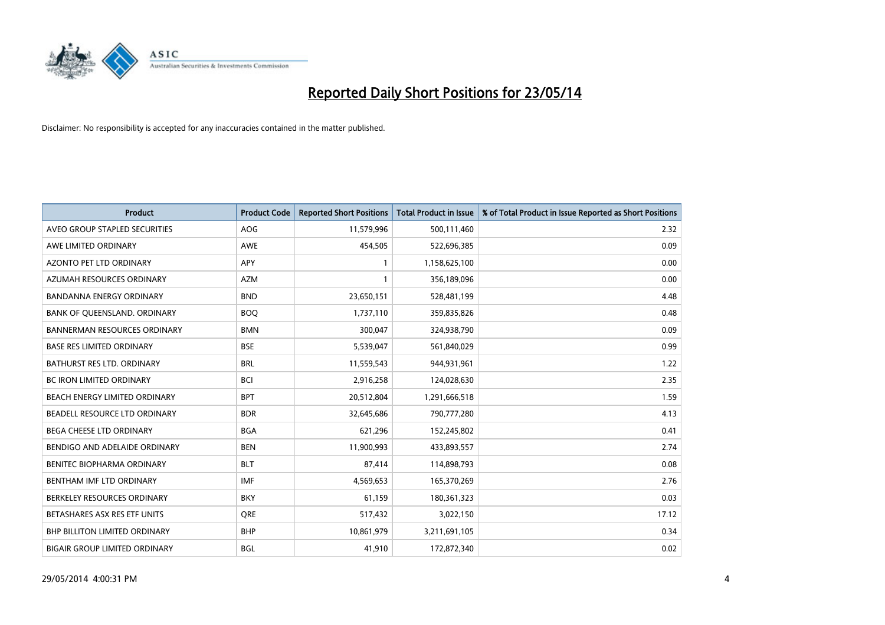# Reported Daily Short Positions for 23/05/14

Disclaimer: No responsibility is accepted for any inaccuracies contained in the matter published.

| Product | Product Code | Reported Short Positions | Total Product in Issue | % of Total Product in Issue Reported as Short Positions |
|---|---|---|---|---|
| AVEO GROUP STAPLED SECURITIES | AOG | 11,579,996 | 500,111,460 | 2.32 |
| AWE LIMITED ORDINARY | AWE | 454,505 | 522,696,385 | 0.09 |
| AZONTO PET LTD ORDINARY | APY | 1 | 1,158,625,100 | 0.00 |
| AZUMAH RESOURCES ORDINARY | AZM | 1 | 356,189,096 | 0.00 |
| BANDANNA ENERGY ORDINARY | BND | 23,650,151 | 528,481,199 | 4.48 |
| BANK OF QUEENSLAND. ORDINARY | BOQ | 1,737,110 | 359,835,826 | 0.48 |
| BANNERMAN RESOURCES ORDINARY | BMN | 300,047 | 324,938,790 | 0.09 |
| BASE RES LIMITED ORDINARY | BSE | 5,539,047 | 561,840,029 | 0.99 |
| BATHURST RES LTD. ORDINARY | BRL | 11,559,543 | 944,931,961 | 1.22 |
| BC IRON LIMITED ORDINARY | BCI | 2,916,258 | 124,028,630 | 2.35 |
| BEACH ENERGY LIMITED ORDINARY | BPT | 20,512,804 | 1,291,666,518 | 1.59 |
| BEADELL RESOURCE LTD ORDINARY | BDR | 32,645,686 | 790,777,280 | 4.13 |
| BEGA CHEESE LTD ORDINARY | BGA | 621,296 | 152,245,802 | 0.41 |
| BENDIGO AND ADELAIDE ORDINARY | BEN | 11,900,993 | 433,893,557 | 2.74 |
| BENITEC BIOPHARMA ORDINARY | BLT | 87,414 | 114,898,793 | 0.08 |
| BENTHAM IMF LTD ORDINARY | IMF | 4,569,653 | 165,370,269 | 2.76 |
| BERKELEY RESOURCES ORDINARY | BKY | 61,159 | 180,361,323 | 0.03 |
| BETASHARES ASX RES ETF UNITS | QRE | 517,432 | 3,022,150 | 17.12 |
| BHP BILLITON LIMITED ORDINARY | BHP | 10,861,979 | 3,211,691,105 | 0.34 |
| BIGAIR GROUP LIMITED ORDINARY | BGL | 41,910 | 172,872,340 | 0.02 |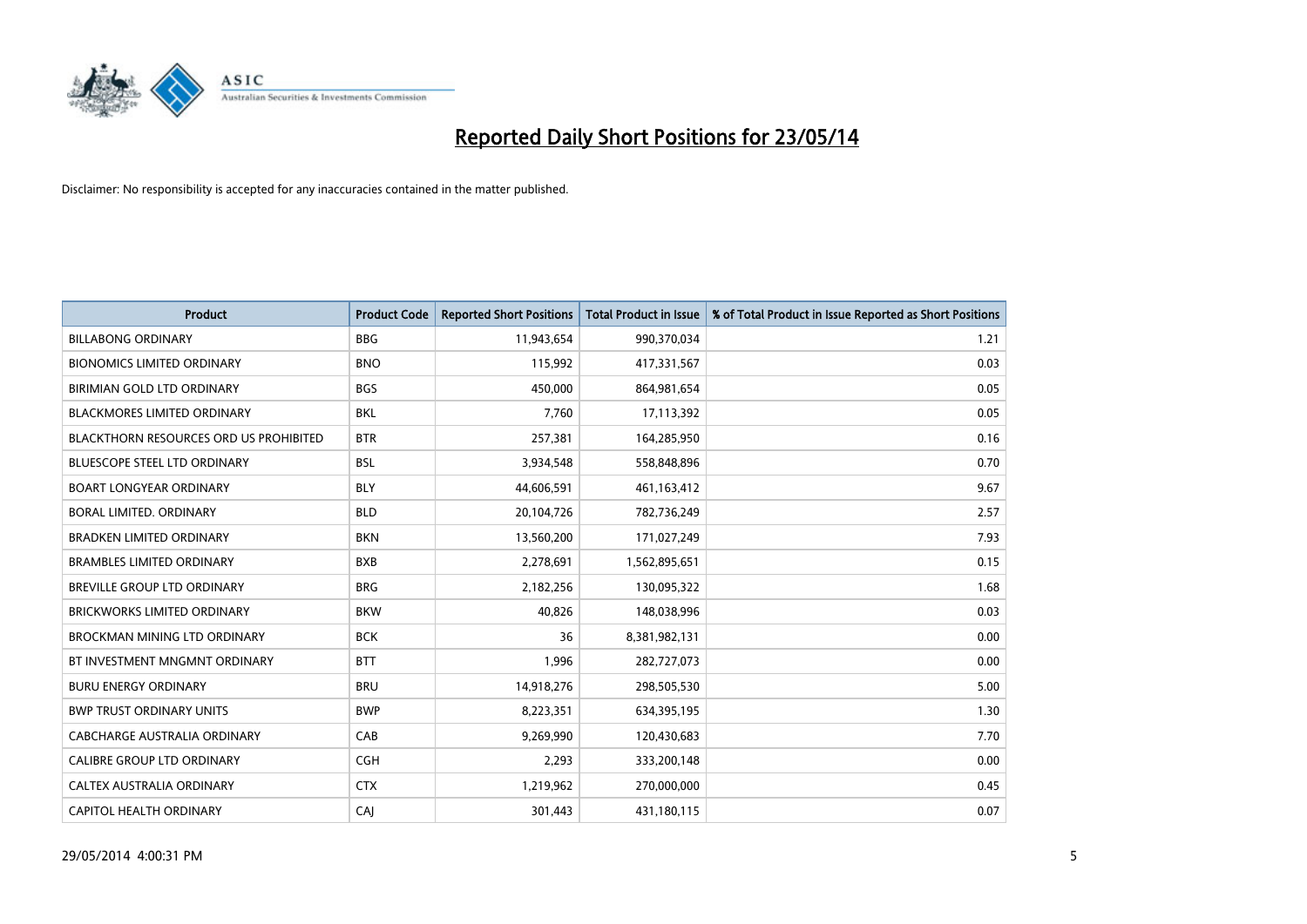# Reported Daily Short Positions for 23/05/14

Disclaimer: No responsibility is accepted for any inaccuracies contained in the matter published.

| Product | Product Code | Reported Short Positions | Total Product in Issue | % of Total Product in Issue Reported as Short Positions |
|---|---|---|---|---|
| BILLABONG ORDINARY | BBG | 11,943,654 | 990,370,034 | 1.21 |
| BIONOMICS LIMITED ORDINARY | BNO | 115,992 | 417,331,567 | 0.03 |
| BIRIMIAN GOLD LTD ORDINARY | BGS | 450,000 | 864,981,654 | 0.05 |
| BLACKMORES LIMITED ORDINARY | BKL | 7,760 | 17,113,392 | 0.05 |
| BLACKTHORN RESOURCES ORD US PROHIBITED | BTR | 257,381 | 164,285,950 | 0.16 |
| BLUESCOPE STEEL LTD ORDINARY | BSL | 3,934,548 | 558,848,896 | 0.70 |
| BOART LONGYEAR ORDINARY | BLY | 44,606,591 | 461,163,412 | 9.67 |
| BORAL LIMITED. ORDINARY | BLD | 20,104,726 | 782,736,249 | 2.57 |
| BRADKEN LIMITED ORDINARY | BKN | 13,560,200 | 171,027,249 | 7.93 |
| BRAMBLES LIMITED ORDINARY | BXB | 2,278,691 | 1,562,895,651 | 0.15 |
| BREVILLE GROUP LTD ORDINARY | BRG | 2,182,256 | 130,095,322 | 1.68 |
| BRICKWORKS LIMITED ORDINARY | BKW | 40,826 | 148,038,996 | 0.03 |
| BROCKMAN MINING LTD ORDINARY | BCK | 36 | 8,381,982,131 | 0.00 |
| BT INVESTMENT MNGMNT ORDINARY | BTT | 1,996 | 282,727,073 | 0.00 |
| BURU ENERGY ORDINARY | BRU | 14,918,276 | 298,505,530 | 5.00 |
| BWP TRUST ORDINARY UNITS | BWP | 8,223,351 | 634,395,195 | 1.30 |
| CABCHARGE AUSTRALIA ORDINARY | CAB | 9,269,990 | 120,430,683 | 7.70 |
| CALIBRE GROUP LTD ORDINARY | CGH | 2,293 | 333,200,148 | 0.00 |
| CALTEX AUSTRALIA ORDINARY | CTX | 1,219,962 | 270,000,000 | 0.45 |
| CAPITOL HEALTH ORDINARY | CAJ | 301,443 | 431,180,115 | 0.07 |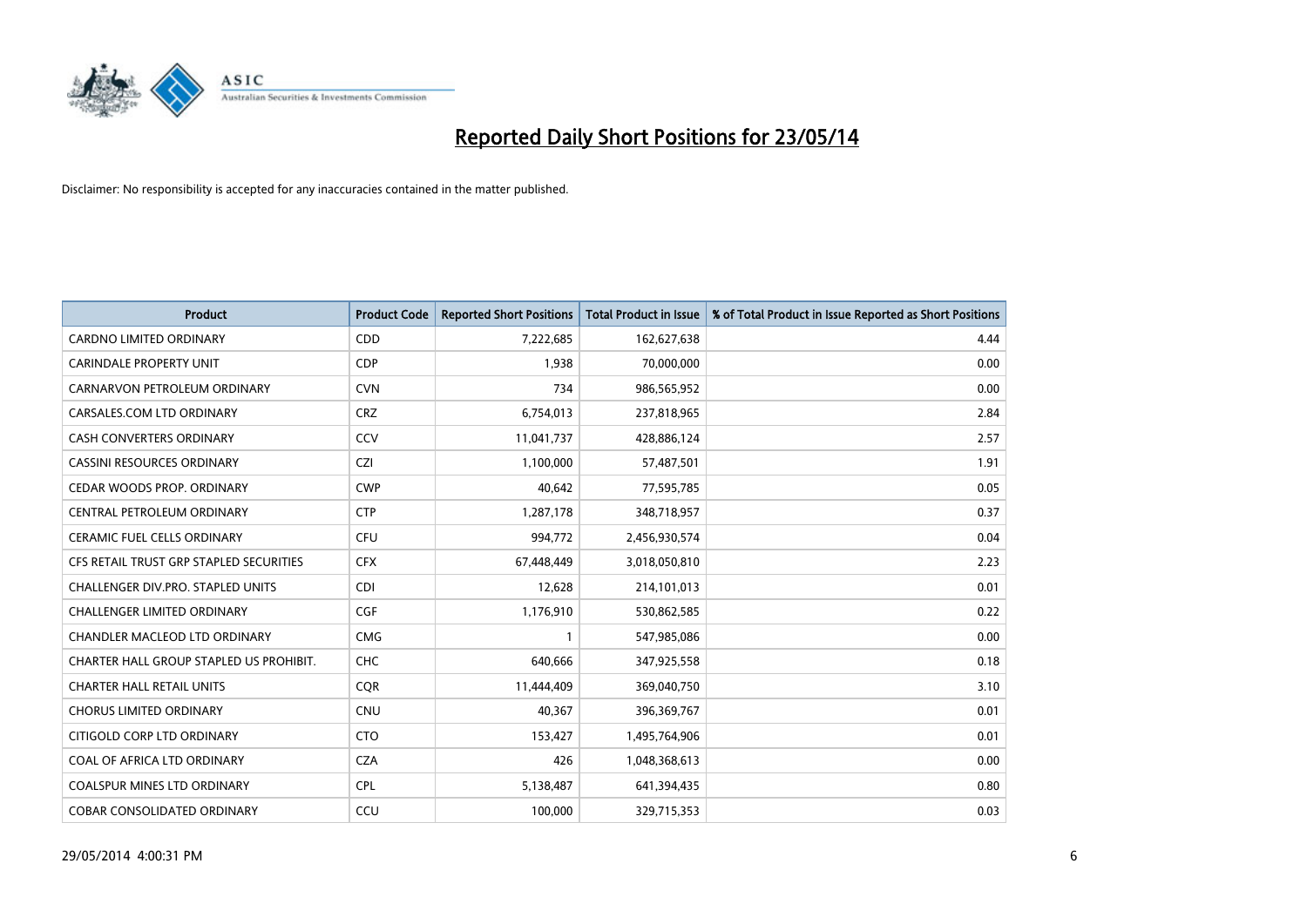# Reported Daily Short Positions for 23/05/14

Disclaimer: No responsibility is accepted for any inaccuracies contained in the matter published.

| Product | Product Code | Reported Short Positions | Total Product in Issue | % of Total Product in Issue Reported as Short Positions |
|---|---|---|---|---|
| CARDNO LIMITED ORDINARY | CDD | 7,222,685 | 162,627,638 | 4.44 |
| CARINDALE PROPERTY UNIT | CDP | 1,938 | 70,000,000 | 0.00 |
| CARNARVON PETROLEUM ORDINARY | CVN | 734 | 986,565,952 | 0.00 |
| CARSALES.COM LTD ORDINARY | CRZ | 6,754,013 | 237,818,965 | 2.84 |
| CASH CONVERTERS ORDINARY | CCV | 11,041,737 | 428,886,124 | 2.57 |
| CASSINI RESOURCES ORDINARY | CZI | 1,100,000 | 57,487,501 | 1.91 |
| CEDAR WOODS PROP. ORDINARY | CWP | 40,642 | 77,595,785 | 0.05 |
| CENTRAL PETROLEUM ORDINARY | CTP | 1,287,178 | 348,718,957 | 0.37 |
| CERAMIC FUEL CELLS ORDINARY | CFU | 994,772 | 2,456,930,574 | 0.04 |
| CFS RETAIL TRUST GRP STAPLED SECURITIES | CFX | 67,448,449 | 3,018,050,810 | 2.23 |
| CHALLENGER DIV.PRO. STAPLED UNITS | CDI | 12,628 | 214,101,013 | 0.01 |
| CHALLENGER LIMITED ORDINARY | CGF | 1,176,910 | 530,862,585 | 0.22 |
| CHANDLER MACLEOD LTD ORDINARY | CMG | 1 | 547,985,086 | 0.00 |
| CHARTER HALL GROUP STAPLED US PROHIBIT. | CHC | 640,666 | 347,925,558 | 0.18 |
| CHARTER HALL RETAIL UNITS | CQR | 11,444,409 | 369,040,750 | 3.10 |
| CHORUS LIMITED ORDINARY | CNU | 40,367 | 396,369,767 | 0.01 |
| CITIGOLD CORP LTD ORDINARY | CTO | 153,427 | 1,495,764,906 | 0.01 |
| COAL OF AFRICA LTD ORDINARY | CZA | 426 | 1,048,368,613 | 0.00 |
| COALSPUR MINES LTD ORDINARY | CPL | 5,138,487 | 641,394,435 | 0.80 |
| COBAR CONSOLIDATED ORDINARY | CCU | 100,000 | 329,715,353 | 0.03 |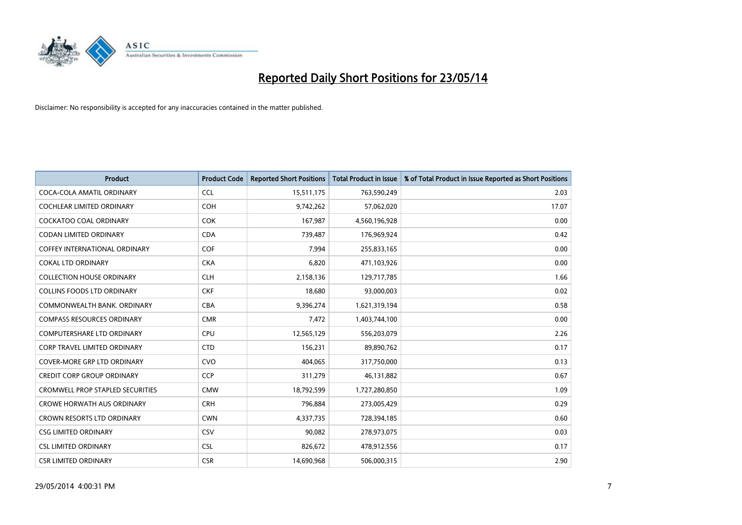# Reported Daily Short Positions for 23/05/14

Disclaimer: No responsibility is accepted for any inaccuracies contained in the matter published.

| Product | Product Code | Reported Short Positions | Total Product in Issue | % of Total Product in Issue Reported as Short Positions |
|---|---|---|---|---|
| COCA-COLA AMATIL ORDINARY | CCL | 15,511,175 | 763,590,249 | 2.03 |
| COCHLEAR LIMITED ORDINARY | COH | 9,742,262 | 57,062,020 | 17.07 |
| COCKATOO COAL ORDINARY | COK | 167,987 | 4,560,196,928 | 0.00 |
| CODAN LIMITED ORDINARY | CDA | 739,487 | 176,969,924 | 0.42 |
| COFFEY INTERNATIONAL ORDINARY | COF | 7,994 | 255,833,165 | 0.00 |
| COKAL LTD ORDINARY | CKA | 6,820 | 471,103,926 | 0.00 |
| COLLECTION HOUSE ORDINARY | CLH | 2,158,136 | 129,717,785 | 1.66 |
| COLLINS FOODS LTD ORDINARY | CKF | 18,680 | 93,000,003 | 0.02 |
| COMMONWEALTH BANK. ORDINARY | CBA | 9,396,274 | 1,621,319,194 | 0.58 |
| COMPASS RESOURCES ORDINARY | CMR | 7,472 | 1,403,744,100 | 0.00 |
| COMPUTERSHARE LTD ORDINARY | CPU | 12,565,129 | 556,203,079 | 2.26 |
| CORP TRAVEL LIMITED ORDINARY | CTD | 156,231 | 89,890,762 | 0.17 |
| COVER-MORE GRP LTD ORDINARY | CVO | 404,065 | 317,750,000 | 0.13 |
| CREDIT CORP GROUP ORDINARY | CCP | 311,279 | 46,131,882 | 0.67 |
| CROMWELL PROP STAPLED SECURITIES | CMW | 18,792,599 | 1,727,280,850 | 1.09 |
| CROWE HORWATH AUS ORDINARY | CRH | 796,884 | 273,005,429 | 0.29 |
| CROWN RESORTS LTD ORDINARY | CWN | 4,337,735 | 728,394,185 | 0.60 |
| CSG LIMITED ORDINARY | CSV | 90,082 | 278,973,075 | 0.03 |
| CSL LIMITED ORDINARY | CSL | 826,672 | 478,912,556 | 0.17 |
| CSR LIMITED ORDINARY | CSR | 14,690,968 | 506,000,315 | 2.90 |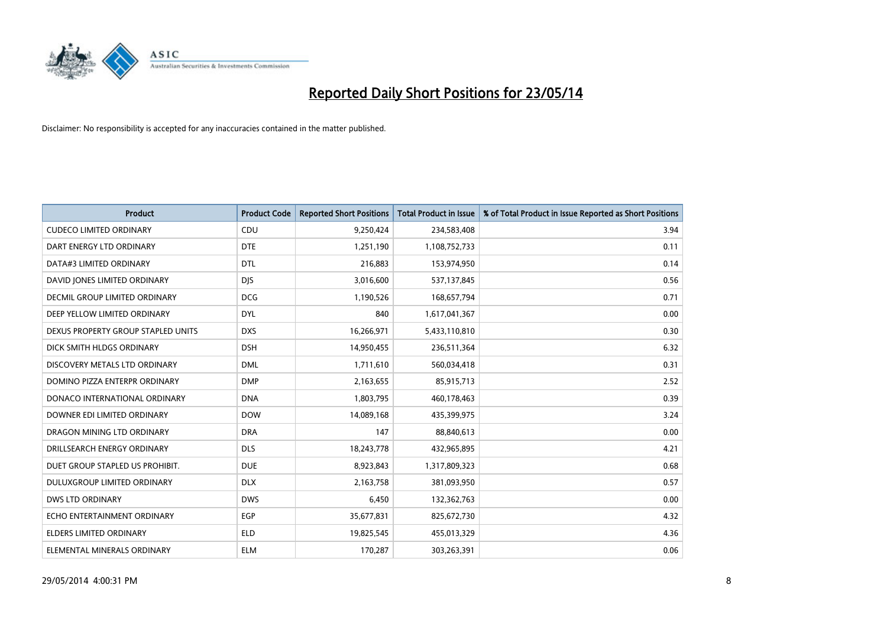# Reported Daily Short Positions for 23/05/14

Disclaimer: No responsibility is accepted for any inaccuracies contained in the matter published.

| Product | Product Code | Reported Short Positions | Total Product in Issue | % of Total Product in Issue Reported as Short Positions |
|---|---|---|---|---|
| CUDECO LIMITED ORDINARY | CDU | 9,250,424 | 234,583,408 | 3.94 |
| DART ENERGY LTD ORDINARY | DTE | 1,251,190 | 1,108,752,733 | 0.11 |
| DATA#3 LIMITED ORDINARY | DTL | 216,883 | 153,974,950 | 0.14 |
| DAVID JONES LIMITED ORDINARY | DJS | 3,016,600 | 537,137,845 | 0.56 |
| DECMIL GROUP LIMITED ORDINARY | DCG | 1,190,526 | 168,657,794 | 0.71 |
| DEEP YELLOW LIMITED ORDINARY | DYL | 840 | 1,617,041,367 | 0.00 |
| DEXUS PROPERTY GROUP STAPLED UNITS | DXS | 16,266,971 | 5,433,110,810 | 0.30 |
| DICK SMITH HLDGS ORDINARY | DSH | 14,950,455 | 236,511,364 | 6.32 |
| DISCOVERY METALS LTD ORDINARY | DML | 1,711,610 | 560,034,418 | 0.31 |
| DOMINO PIZZA ENTERPR ORDINARY | DMP | 2,163,655 | 85,915,713 | 2.52 |
| DONACO INTERNATIONAL ORDINARY | DNA | 1,803,795 | 460,178,463 | 0.39 |
| DOWNER EDI LIMITED ORDINARY | DOW | 14,089,168 | 435,399,975 | 3.24 |
| DRAGON MINING LTD ORDINARY | DRA | 147 | 88,840,613 | 0.00 |
| DRILLSEARCH ENERGY ORDINARY | DLS | 18,243,778 | 432,965,895 | 4.21 |
| DUET GROUP STAPLED US PROHIBIT. | DUE | 8,923,843 | 1,317,809,323 | 0.68 |
| DULUXGROUP LIMITED ORDINARY | DLX | 2,163,758 | 381,093,950 | 0.57 |
| DWS LTD ORDINARY | DWS | 6,450 | 132,362,763 | 0.00 |
| ECHO ENTERTAINMENT ORDINARY | EGP | 35,677,831 | 825,672,730 | 4.32 |
| ELDERS LIMITED ORDINARY | ELD | 19,825,545 | 455,013,329 | 4.36 |
| ELEMENTAL MINERALS ORDINARY | ELM | 170,287 | 303,263,391 | 0.06 |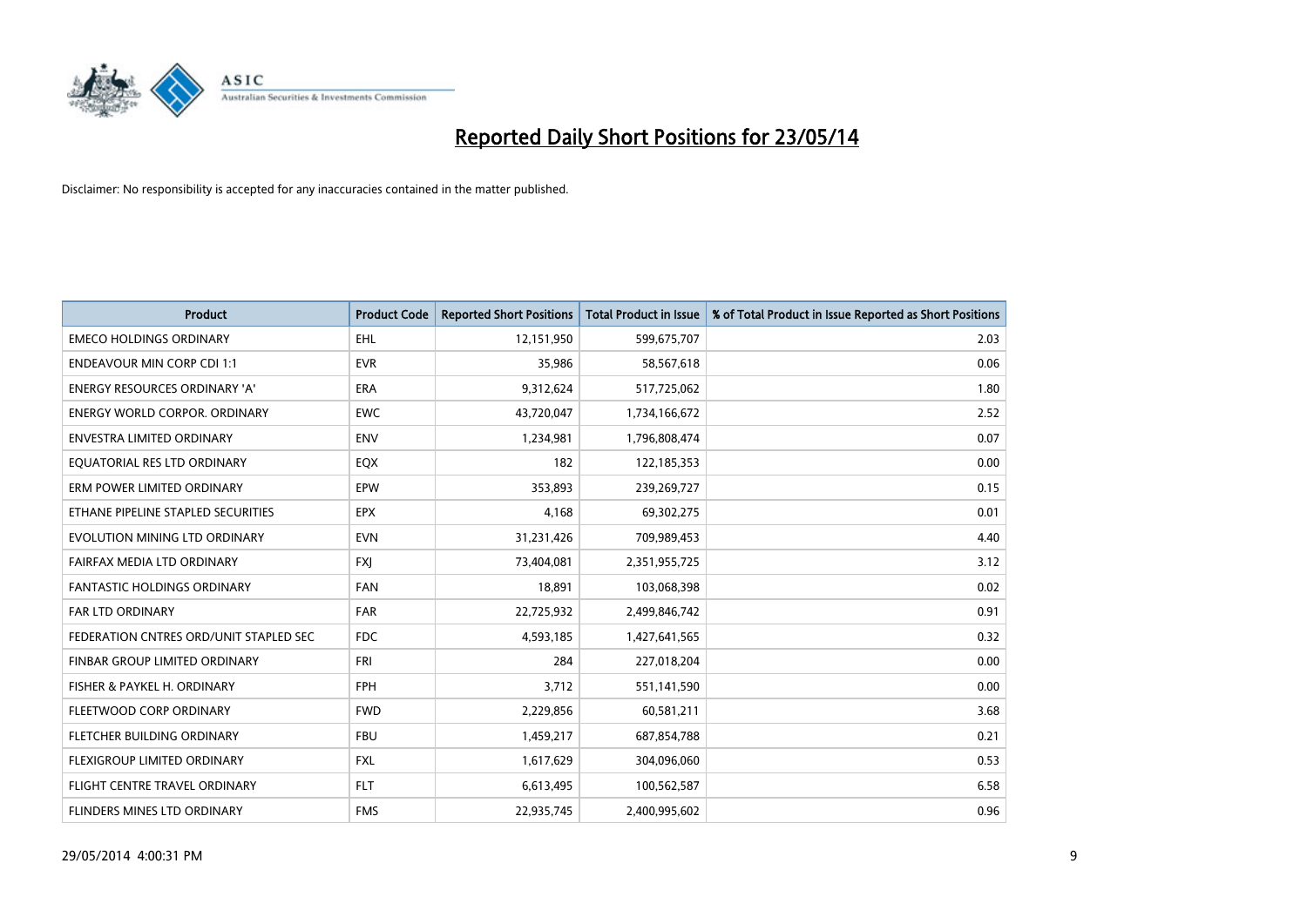# Reported Daily Short Positions for 23/05/14

Disclaimer: No responsibility is accepted for any inaccuracies contained in the matter published.

| Product | Product Code | Reported Short Positions | Total Product in Issue | % of Total Product in Issue Reported as Short Positions |
|---|---|---|---|---|
| EMECO HOLDINGS ORDINARY | EHL | 12,151,950 | 599,675,707 | 2.03 |
| ENDEAVOUR MIN CORP CDI 1:1 | EVR | 35,986 | 58,567,618 | 0.06 |
| ENERGY RESOURCES ORDINARY 'A' | ERA | 9,312,624 | 517,725,062 | 1.80 |
| ENERGY WORLD CORPOR. ORDINARY | EWC | 43,720,047 | 1,734,166,672 | 2.52 |
| ENVESTRA LIMITED ORDINARY | ENV | 1,234,981 | 1,796,808,474 | 0.07 |
| EQUATORIAL RES LTD ORDINARY | EQX | 182 | 122,185,353 | 0.00 |
| ERM POWER LIMITED ORDINARY | EPW | 353,893 | 239,269,727 | 0.15 |
| ETHANE PIPELINE STAPLED SECURITIES | EPX | 4,168 | 69,302,275 | 0.01 |
| EVOLUTION MINING LTD ORDINARY | EVN | 31,231,426 | 709,989,453 | 4.40 |
| FAIRFAX MEDIA LTD ORDINARY | FXJ | 73,404,081 | 2,351,955,725 | 3.12 |
| FANTASTIC HOLDINGS ORDINARY | FAN | 18,891 | 103,068,398 | 0.02 |
| FAR LTD ORDINARY | FAR | 22,725,932 | 2,499,846,742 | 0.91 |
| FEDERATION CNTRES ORD/UNIT STAPLED SEC | FDC | 4,593,185 | 1,427,641,565 | 0.32 |
| FINBAR GROUP LIMITED ORDINARY | FRI | 284 | 227,018,204 | 0.00 |
| FISHER & PAYKEL H. ORDINARY | FPH | 3,712 | 551,141,590 | 0.00 |
| FLEETWOOD CORP ORDINARY | FWD | 2,229,856 | 60,581,211 | 3.68 |
| FLETCHER BUILDING ORDINARY | FBU | 1,459,217 | 687,854,788 | 0.21 |
| FLEXIGROUP LIMITED ORDINARY | FXL | 1,617,629 | 304,096,060 | 0.53 |
| FLIGHT CENTRE TRAVEL ORDINARY | FLT | 6,613,495 | 100,562,587 | 6.58 |
| FLINDERS MINES LTD ORDINARY | FMS | 22,935,745 | 2,400,995,602 | 0.96 |

29/05/2014 4:00:31 PM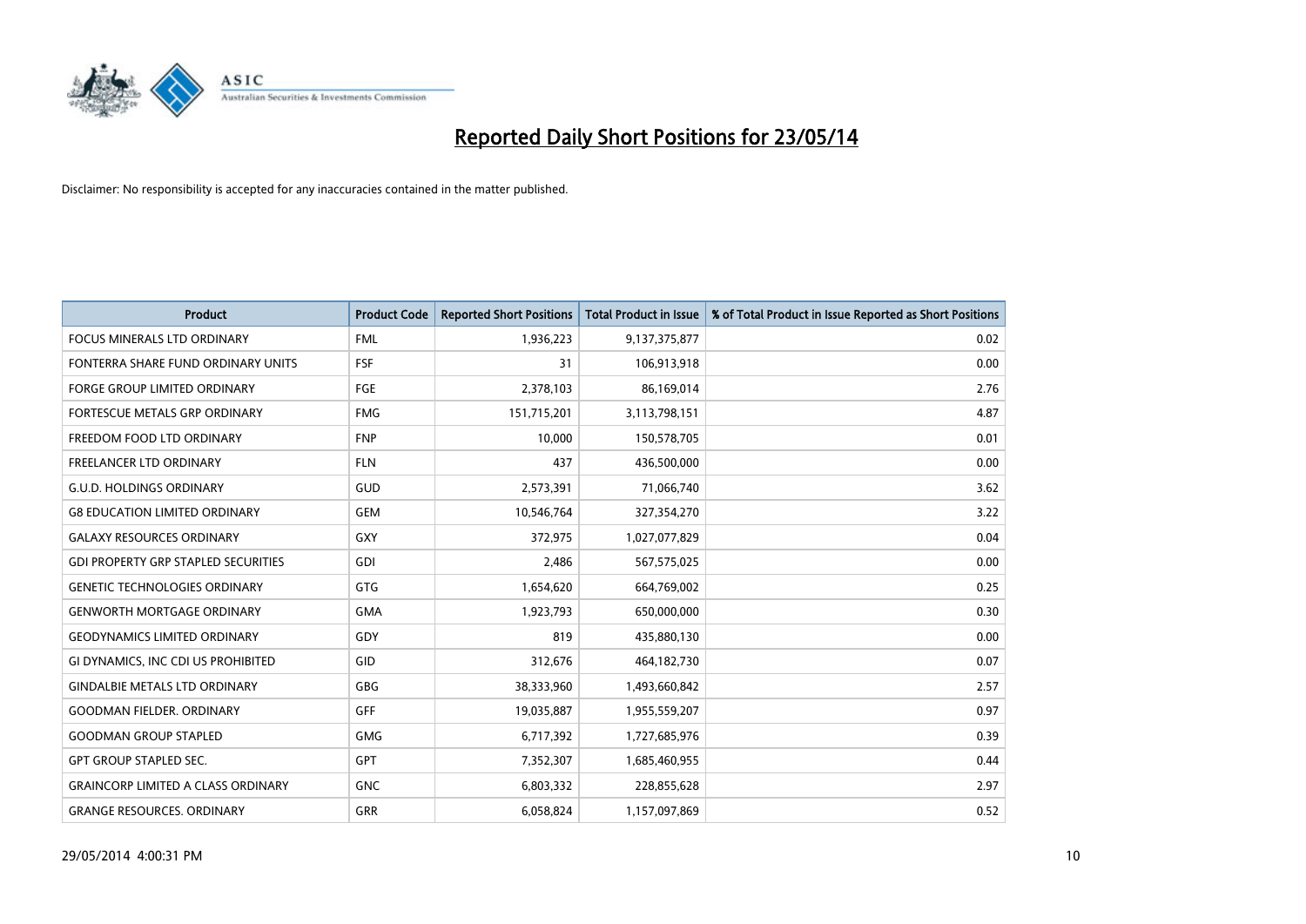# Reported Daily Short Positions for 23/05/14

Disclaimer: No responsibility is accepted for any inaccuracies contained in the matter published.

| Product | Product Code | Reported Short Positions | Total Product in Issue | % of Total Product in Issue Reported as Short Positions |
|---|---|---|---|---|
| FOCUS MINERALS LTD ORDINARY | FML | 1,936,223 | 9,137,375,877 | 0.02 |
| FONTERRA SHARE FUND ORDINARY UNITS | FSF | 31 | 106,913,918 | 0.00 |
| FORGE GROUP LIMITED ORDINARY | FGE | 2,378,103 | 86,169,014 | 2.76 |
| FORTESCUE METALS GRP ORDINARY | FMG | 151,715,201 | 3,113,798,151 | 4.87 |
| FREEDOM FOOD LTD ORDINARY | FNP | 10,000 | 150,578,705 | 0.01 |
| FREELANCER LTD ORDINARY | FLN | 437 | 436,500,000 | 0.00 |
| G.U.D. HOLDINGS ORDINARY | GUD | 2,573,391 | 71,066,740 | 3.62 |
| G8 EDUCATION LIMITED ORDINARY | GEM | 10,546,764 | 327,354,270 | 3.22 |
| GALAXY RESOURCES ORDINARY | GXY | 372,975 | 1,027,077,829 | 0.04 |
| GDI PROPERTY GRP STAPLED SECURITIES | GDI | 2,486 | 567,575,025 | 0.00 |
| GENETIC TECHNOLOGIES ORDINARY | GTG | 1,654,620 | 664,769,002 | 0.25 |
| GENWORTH MORTGAGE ORDINARY | GMA | 1,923,793 | 650,000,000 | 0.30 |
| GEODYNAMICS LIMITED ORDINARY | GDY | 819 | 435,880,130 | 0.00 |
| GI DYNAMICS, INC CDI US PROHIBITED | GID | 312,676 | 464,182,730 | 0.07 |
| GINDALBIE METALS LTD ORDINARY | GBG | 38,333,960 | 1,493,660,842 | 2.57 |
| GOODMAN FIELDER. ORDINARY | GFF | 19,035,887 | 1,955,559,207 | 0.97 |
| GOODMAN GROUP STAPLED | GMG | 6,717,392 | 1,727,685,976 | 0.39 |
| GPT GROUP STAPLED SEC. | GPT | 7,352,307 | 1,685,460,955 | 0.44 |
| GRAINCORP LIMITED A CLASS ORDINARY | GNC | 6,803,332 | 228,855,628 | 2.97 |
| GRANGE RESOURCES. ORDINARY | GRR | 6,058,824 | 1,157,097,869 | 0.52 |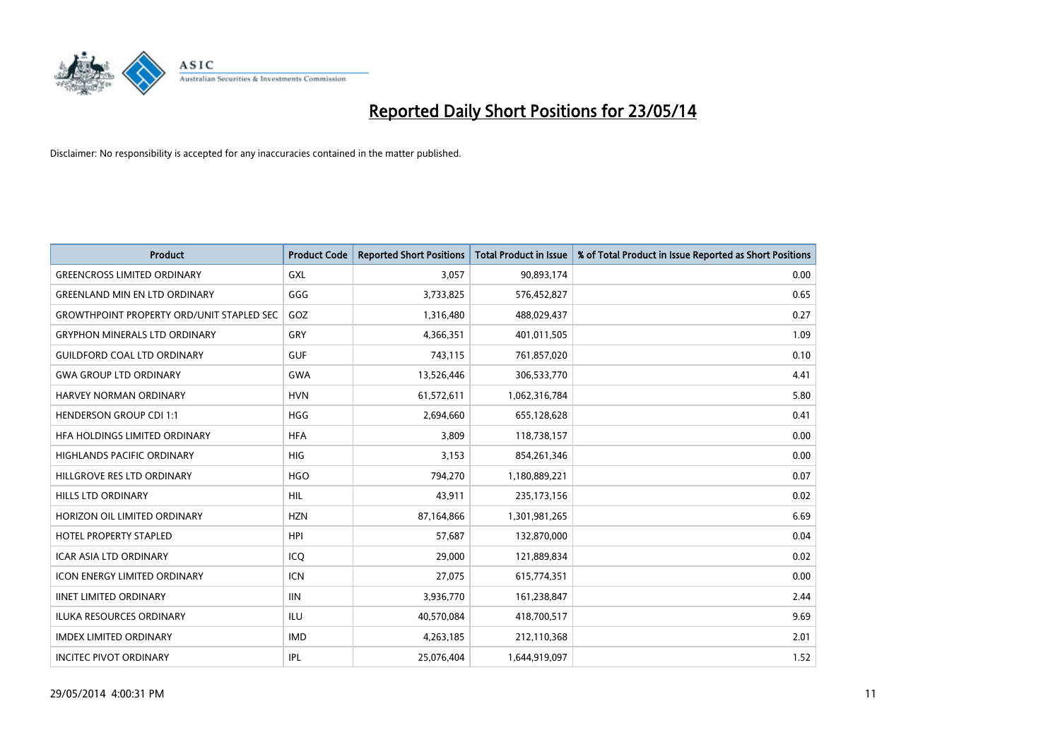# Reported Daily Short Positions for 23/05/14

Disclaimer: No responsibility is accepted for any inaccuracies contained in the matter published.

| Product | Product Code | Reported Short Positions | Total Product in Issue | % of Total Product in Issue Reported as Short Positions |
|---|---|---|---|---|
| GREENCROSS LIMITED ORDINARY | GXL | 3,057 | 90,893,174 | 0.00 |
| GREENLAND MIN EN LTD ORDINARY | GGG | 3,733,825 | 576,452,827 | 0.65 |
| GROWTHPOINT PROPERTY ORD/UNIT STAPLED SEC | GOZ | 1,316,480 | 488,029,437 | 0.27 |
| GRYPHON MINERALS LTD ORDINARY | GRY | 4,366,351 | 401,011,505 | 1.09 |
| GUILDFORD COAL LTD ORDINARY | GUF | 743,115 | 761,857,020 | 0.10 |
| GWA GROUP LTD ORDINARY | GWA | 13,526,446 | 306,533,770 | 4.41 |
| HARVEY NORMAN ORDINARY | HVN | 61,572,611 | 1,062,316,784 | 5.80 |
| HENDERSON GROUP CDI 1:1 | HGG | 2,694,660 | 655,128,628 | 0.41 |
| HFA HOLDINGS LIMITED ORDINARY | HFA | 3,809 | 118,738,157 | 0.00 |
| HIGHLANDS PACIFIC ORDINARY | HIG | 3,153 | 854,261,346 | 0.00 |
| HILLGROVE RES LTD ORDINARY | HGO | 794,270 | 1,180,889,221 | 0.07 |
| HILLS LTD ORDINARY | HIL | 43,911 | 235,173,156 | 0.02 |
| HORIZON OIL LIMITED ORDINARY | HZN | 87,164,866 | 1,301,981,265 | 6.69 |
| HOTEL PROPERTY STAPLED | HPI | 57,687 | 132,870,000 | 0.04 |
| ICAR ASIA LTD ORDINARY | ICQ | 29,000 | 121,889,834 | 0.02 |
| ICON ENERGY LIMITED ORDINARY | ICN | 27,075 | 615,774,351 | 0.00 |
| IINET LIMITED ORDINARY | IIN | 3,936,770 | 161,238,847 | 2.44 |
| ILUKA RESOURCES ORDINARY | ILU | 40,570,084 | 418,700,517 | 9.69 |
| IMDEX LIMITED ORDINARY | IMD | 4,263,185 | 212,110,368 | 2.01 |
| INCITEC PIVOT ORDINARY | IPL | 25,076,404 | 1,644,919,097 | 1.52 |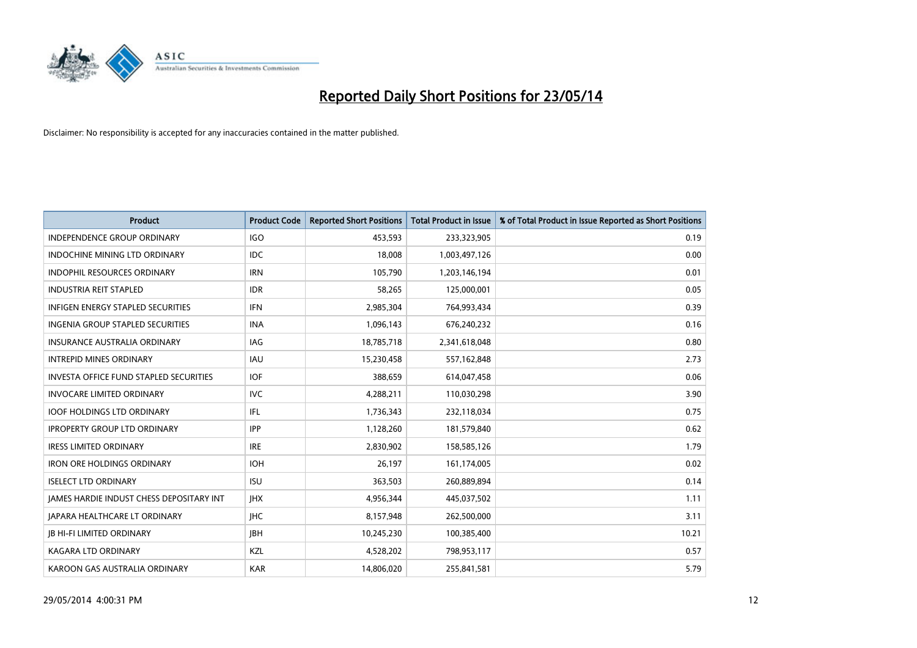# Reported Daily Short Positions for 23/05/14

Disclaimer: No responsibility is accepted for any inaccuracies contained in the matter published.

| Product | Product Code | Reported Short Positions | Total Product in Issue | % of Total Product in Issue Reported as Short Positions |
|---|---|---|---|---|
| INDEPENDENCE GROUP ORDINARY | IGO | 453,593 | 233,323,905 | 0.19 |
| INDOCHINE MINING LTD ORDINARY | IDC | 18,008 | 1,003,497,126 | 0.00 |
| INDOPHIL RESOURCES ORDINARY | IRN | 105,790 | 1,203,146,194 | 0.01 |
| INDUSTRIA REIT STAPLED | IDR | 58,265 | 125,000,001 | 0.05 |
| INFIGEN ENERGY STAPLED SECURITIES | IFN | 2,985,304 | 764,993,434 | 0.39 |
| INGENIA GROUP STAPLED SECURITIES | INA | 1,096,143 | 676,240,232 | 0.16 |
| INSURANCE AUSTRALIA ORDINARY | IAG | 18,785,718 | 2,341,618,048 | 0.80 |
| INTREPID MINES ORDINARY | IAU | 15,230,458 | 557,162,848 | 2.73 |
| INVESTA OFFICE FUND STAPLED SECURITIES | IOF | 388,659 | 614,047,458 | 0.06 |
| INVOCARE LIMITED ORDINARY | IVC | 4,288,211 | 110,030,298 | 3.90 |
| IOOF HOLDINGS LTD ORDINARY | IFL | 1,736,343 | 232,118,034 | 0.75 |
| IPROPERTY GROUP LTD ORDINARY | IPP | 1,128,260 | 181,579,840 | 0.62 |
| IRESS LIMITED ORDINARY | IRE | 2,830,902 | 158,585,126 | 1.79 |
| IRON ORE HOLDINGS ORDINARY | IOH | 26,197 | 161,174,005 | 0.02 |
| ISELECT LTD ORDINARY | ISU | 363,503 | 260,889,894 | 0.14 |
| JAMES HARDIE INDUST CHESS DEPOSITARY INT | JHX | 4,956,344 | 445,037,502 | 1.11 |
| JAPARA HEALTHCARE LT ORDINARY | JHC | 8,157,948 | 262,500,000 | 3.11 |
| JB HI-FI LIMITED ORDINARY | JBH | 10,245,230 | 100,385,400 | 10.21 |
| KAGARA LTD ORDINARY | KZL | 4,528,202 | 798,953,117 | 0.57 |
| KAROON GAS AUSTRALIA ORDINARY | KAR | 14,806,020 | 255,841,581 | 5.79 |

29/05/2014 4:00:31 PM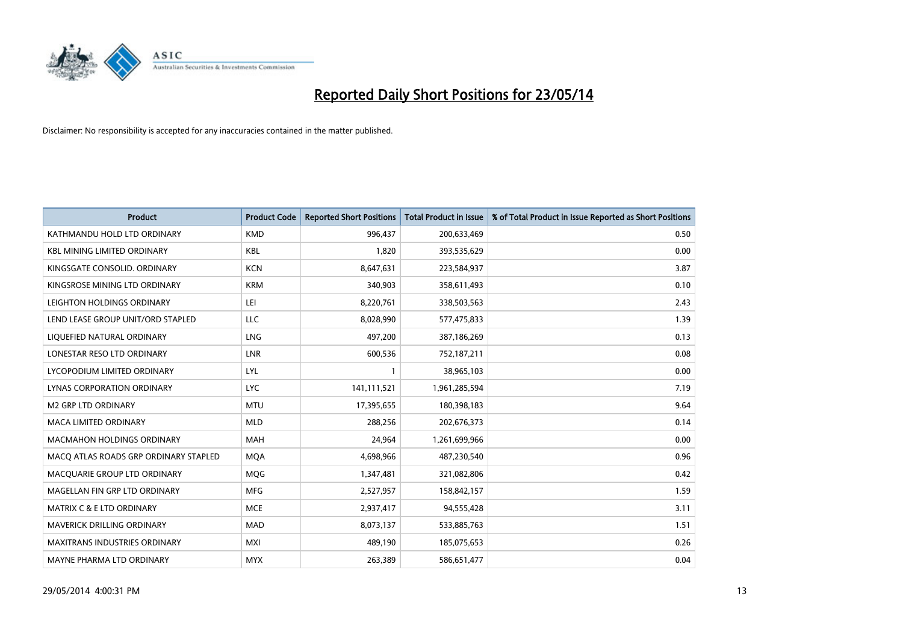# Reported Daily Short Positions for 23/05/14

Disclaimer: No responsibility is accepted for any inaccuracies contained in the matter published.

| Product | Product Code | Reported Short Positions | Total Product in Issue | % of Total Product in Issue Reported as Short Positions |
|---|---|---|---|---|
| KATHMANDU HOLD LTD ORDINARY | KMD | 996,437 | 200,633,469 | 0.50 |
| KBL MINING LIMITED ORDINARY | KBL | 1,820 | 393,535,629 | 0.00 |
| KINGSGATE CONSOLID. ORDINARY | KCN | 8,647,631 | 223,584,937 | 3.87 |
| KINGSROSE MINING LTD ORDINARY | KRM | 340,903 | 358,611,493 | 0.10 |
| LEIGHTON HOLDINGS ORDINARY | LEI | 8,220,761 | 338,503,563 | 2.43 |
| LEND LEASE GROUP UNIT/ORD STAPLED | LLC | 8,028,990 | 577,475,833 | 1.39 |
| LIQUEFIED NATURAL ORDINARY | LNG | 497,200 | 387,186,269 | 0.13 |
| LONESTAR RESO LTD ORDINARY | LNR | 600,536 | 752,187,211 | 0.08 |
| LYCOPODIUM LIMITED ORDINARY | LYL | 1 | 38,965,103 | 0.00 |
| LYNAS CORPORATION ORDINARY | LYC | 141,111,521 | 1,961,285,594 | 7.19 |
| M2 GRP LTD ORDINARY | MTU | 17,395,655 | 180,398,183 | 9.64 |
| MACA LIMITED ORDINARY | MLD | 288,256 | 202,676,373 | 0.14 |
| MACMAHON HOLDINGS ORDINARY | MAH | 24,964 | 1,261,699,966 | 0.00 |
| MACQ ATLAS ROADS GRP ORDINARY STAPLED | MQA | 4,698,966 | 487,230,540 | 0.96 |
| MACQUARIE GROUP LTD ORDINARY | MQG | 1,347,481 | 321,082,806 | 0.42 |
| MAGELLAN FIN GRP LTD ORDINARY | MFG | 2,527,957 | 158,842,157 | 1.59 |
| MATRIX C & E LTD ORDINARY | MCE | 2,937,417 | 94,555,428 | 3.11 |
| MAVERICK DRILLING ORDINARY | MAD | 8,073,137 | 533,885,763 | 1.51 |
| MAXITRANS INDUSTRIES ORDINARY | MXI | 489,190 | 185,075,653 | 0.26 |
| MAYNE PHARMA LTD ORDINARY | MYX | 263,389 | 586,651,477 | 0.04 |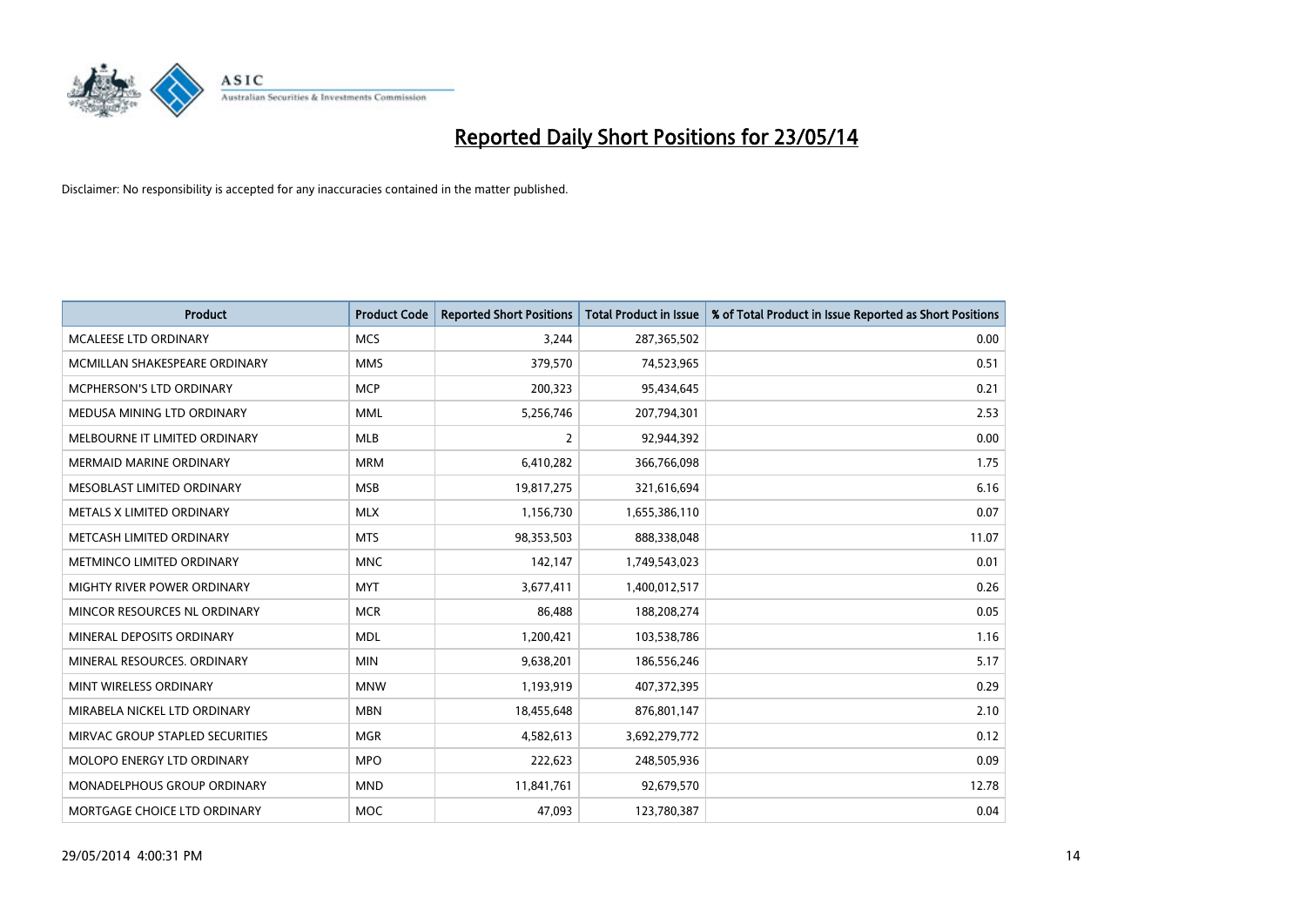# Reported Daily Short Positions for 23/05/14

Disclaimer: No responsibility is accepted for any inaccuracies contained in the matter published.

| Product | Product Code | Reported Short Positions | Total Product in Issue | % of Total Product in Issue Reported as Short Positions |
|---|---|---|---|---|
| MCALEESE LTD ORDINARY | MCS | 3,244 | 287,365,502 | 0.00 |
| MCMILLAN SHAKESPEARE ORDINARY | MMS | 379,570 | 74,523,965 | 0.51 |
| MCPHERSON'S LTD ORDINARY | MCP | 200,323 | 95,434,645 | 0.21 |
| MEDUSA MINING LTD ORDINARY | MML | 5,256,746 | 207,794,301 | 2.53 |
| MELBOURNE IT LIMITED ORDINARY | MLB | 2 | 92,944,392 | 0.00 |
| MERMAID MARINE ORDINARY | MRM | 6,410,282 | 366,766,098 | 1.75 |
| MESOBLAST LIMITED ORDINARY | MSB | 19,817,275 | 321,616,694 | 6.16 |
| METALS X LIMITED ORDINARY | MLX | 1,156,730 | 1,655,386,110 | 0.07 |
| METCASH LIMITED ORDINARY | MTS | 98,353,503 | 888,338,048 | 11.07 |
| METMINCO LIMITED ORDINARY | MNC | 142,147 | 1,749,543,023 | 0.01 |
| MIGHTY RIVER POWER ORDINARY | MYT | 3,677,411 | 1,400,012,517 | 0.26 |
| MINCOR RESOURCES NL ORDINARY | MCR | 86,488 | 188,208,274 | 0.05 |
| MINERAL DEPOSITS ORDINARY | MDL | 1,200,421 | 103,538,786 | 1.16 |
| MINERAL RESOURCES. ORDINARY | MIN | 9,638,201 | 186,556,246 | 5.17 |
| MINT WIRELESS ORDINARY | MNW | 1,193,919 | 407,372,395 | 0.29 |
| MIRABELA NICKEL LTD ORDINARY | MBN | 18,455,648 | 876,801,147 | 2.10 |
| MIRVAC GROUP STAPLED SECURITIES | MGR | 4,582,613 | 3,692,279,772 | 0.12 |
| MOLOPO ENERGY LTD ORDINARY | MPO | 222,623 | 248,505,936 | 0.09 |
| MONADELPHOUS GROUP ORDINARY | MND | 11,841,761 | 92,679,570 | 12.78 |
| MORTGAGE CHOICE LTD ORDINARY | MOC | 47,093 | 123,780,387 | 0.04 |

29/05/2014 4:00:31 PM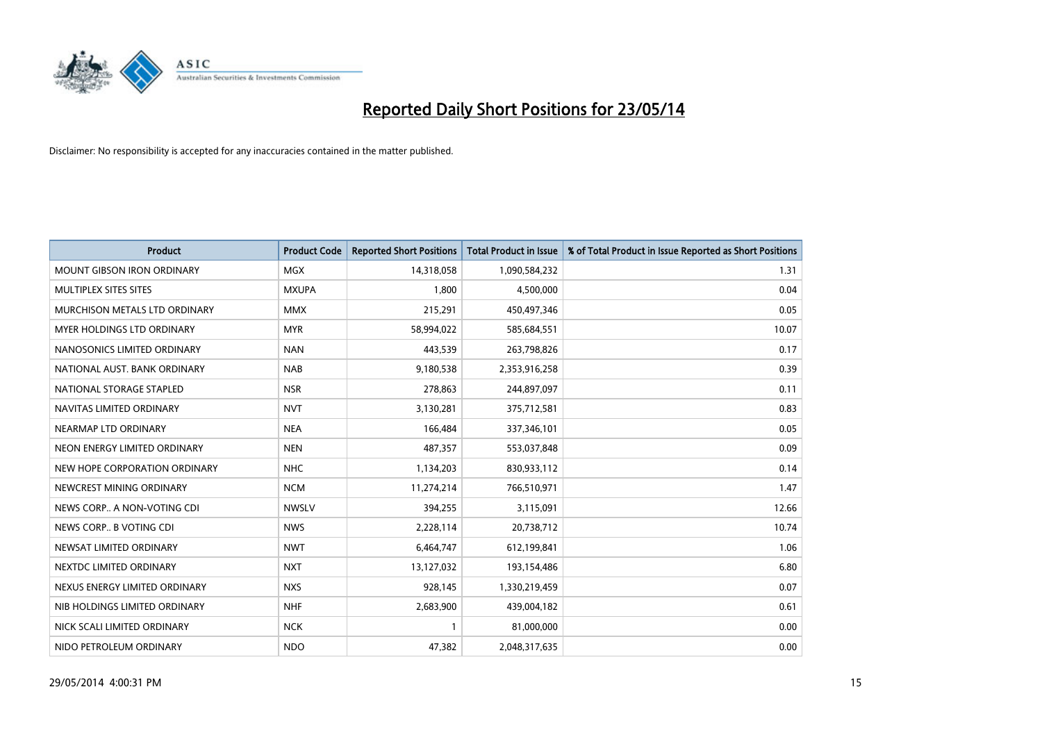# Reported Daily Short Positions for 23/05/14

Disclaimer: No responsibility is accepted for any inaccuracies contained in the matter published.

| Product | Product Code | Reported Short Positions | Total Product in Issue | % of Total Product in Issue Reported as Short Positions |
|---|---|---|---|---|
| MOUNT GIBSON IRON ORDINARY | MGX | 14,318,058 | 1,090,584,232 | 1.31 |
| MULTIPLEX SITES SITES | MXUPA | 1,800 | 4,500,000 | 0.04 |
| MURCHISON METALS LTD ORDINARY | MMX | 215,291 | 450,497,346 | 0.05 |
| MYER HOLDINGS LTD ORDINARY | MYR | 58,994,022 | 585,684,551 | 10.07 |
| NANOSONICS LIMITED ORDINARY | NAN | 443,539 | 263,798,826 | 0.17 |
| NATIONAL AUST. BANK ORDINARY | NAB | 9,180,538 | 2,353,916,258 | 0.39 |
| NATIONAL STORAGE STAPLED | NSR | 278,863 | 244,897,097 | 0.11 |
| NAVITAS LIMITED ORDINARY | NVT | 3,130,281 | 375,712,581 | 0.83 |
| NEARMAP LTD ORDINARY | NEA | 166,484 | 337,346,101 | 0.05 |
| NEON ENERGY LIMITED ORDINARY | NEN | 487,357 | 553,037,848 | 0.09 |
| NEW HOPE CORPORATION ORDINARY | NHC | 1,134,203 | 830,933,112 | 0.14 |
| NEWCREST MINING ORDINARY | NCM | 11,274,214 | 766,510,971 | 1.47 |
| NEWS CORP.. A NON-VOTING CDI | NWSLV | 394,255 | 3,115,091 | 12.66 |
| NEWS CORP.. B VOTING CDI | NWS | 2,228,114 | 20,738,712 | 10.74 |
| NEWSAT LIMITED ORDINARY | NWT | 6,464,747 | 612,199,841 | 1.06 |
| NEXTDC LIMITED ORDINARY | NXT | 13,127,032 | 193,154,486 | 6.80 |
| NEXUS ENERGY LIMITED ORDINARY | NXS | 928,145 | 1,330,219,459 | 0.07 |
| NIB HOLDINGS LIMITED ORDINARY | NHF | 2,683,900 | 439,004,182 | 0.61 |
| NICK SCALI LIMITED ORDINARY | NCK | 1 | 81,000,000 | 0.00 |
| NIDO PETROLEUM ORDINARY | NDO | 47,382 | 2,048,317,635 | 0.00 |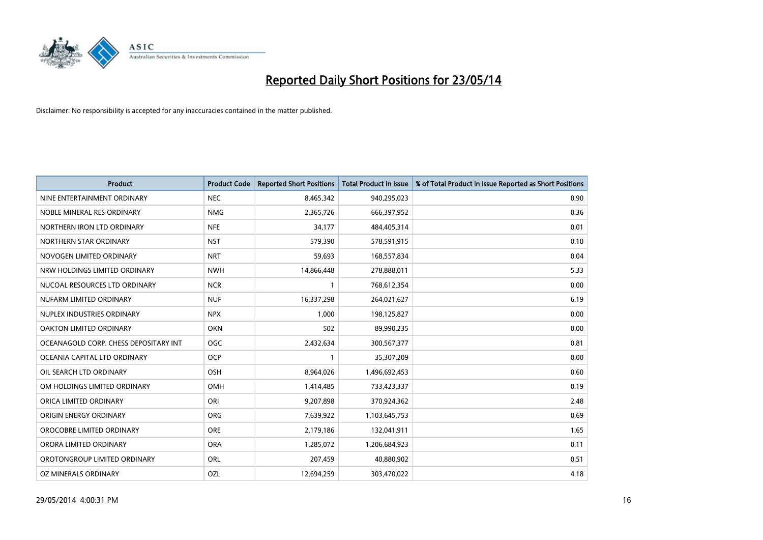# Reported Daily Short Positions for 23/05/14

Disclaimer: No responsibility is accepted for any inaccuracies contained in the matter published.

| Product | Product Code | Reported Short Positions | Total Product in Issue | % of Total Product in Issue Reported as Short Positions |
|---|---|---|---|---|
| NINE ENTERTAINMENT ORDINARY | NEC | 8,465,342 | 940,295,023 | 0.90 |
| NOBLE MINERAL RES ORDINARY | NMG | 2,365,726 | 666,397,952 | 0.36 |
| NORTHERN IRON LTD ORDINARY | NFE | 34,177 | 484,405,314 | 0.01 |
| NORTHERN STAR ORDINARY | NST | 579,390 | 578,591,915 | 0.10 |
| NOVOGEN LIMITED ORDINARY | NRT | 59,693 | 168,557,834 | 0.04 |
| NRW HOLDINGS LIMITED ORDINARY | NWH | 14,866,448 | 278,888,011 | 5.33 |
| NUCOAL RESOURCES LTD ORDINARY | NCR | 1 | 768,612,354 | 0.00 |
| NUFARM LIMITED ORDINARY | NUF | 16,337,298 | 264,021,627 | 6.19 |
| NUPLEX INDUSTRIES ORDINARY | NPX | 1,000 | 198,125,827 | 0.00 |
| OAKTON LIMITED ORDINARY | OKN | 502 | 89,990,235 | 0.00 |
| OCEANAGOLD CORP. CHESS DEPOSITARY INT | OGC | 2,432,634 | 300,567,377 | 0.81 |
| OCEANIA CAPITAL LTD ORDINARY | OCP | 1 | 35,307,209 | 0.00 |
| OIL SEARCH LTD ORDINARY | OSH | 8,964,026 | 1,496,692,453 | 0.60 |
| OM HOLDINGS LIMITED ORDINARY | OMH | 1,414,485 | 733,423,337 | 0.19 |
| ORICA LIMITED ORDINARY | ORI | 9,207,898 | 370,924,362 | 2.48 |
| ORIGIN ENERGY ORDINARY | ORG | 7,639,922 | 1,103,645,753 | 0.69 |
| OROCOBRE LIMITED ORDINARY | ORE | 2,179,186 | 132,041,911 | 1.65 |
| ORORA LIMITED ORDINARY | ORA | 1,285,072 | 1,206,684,923 | 0.11 |
| OROTONGROUP LIMITED ORDINARY | ORL | 207,459 | 40,880,902 | 0.51 |
| OZ MINERALS ORDINARY | OZL | 12,694,259 | 303,470,022 | 4.18 |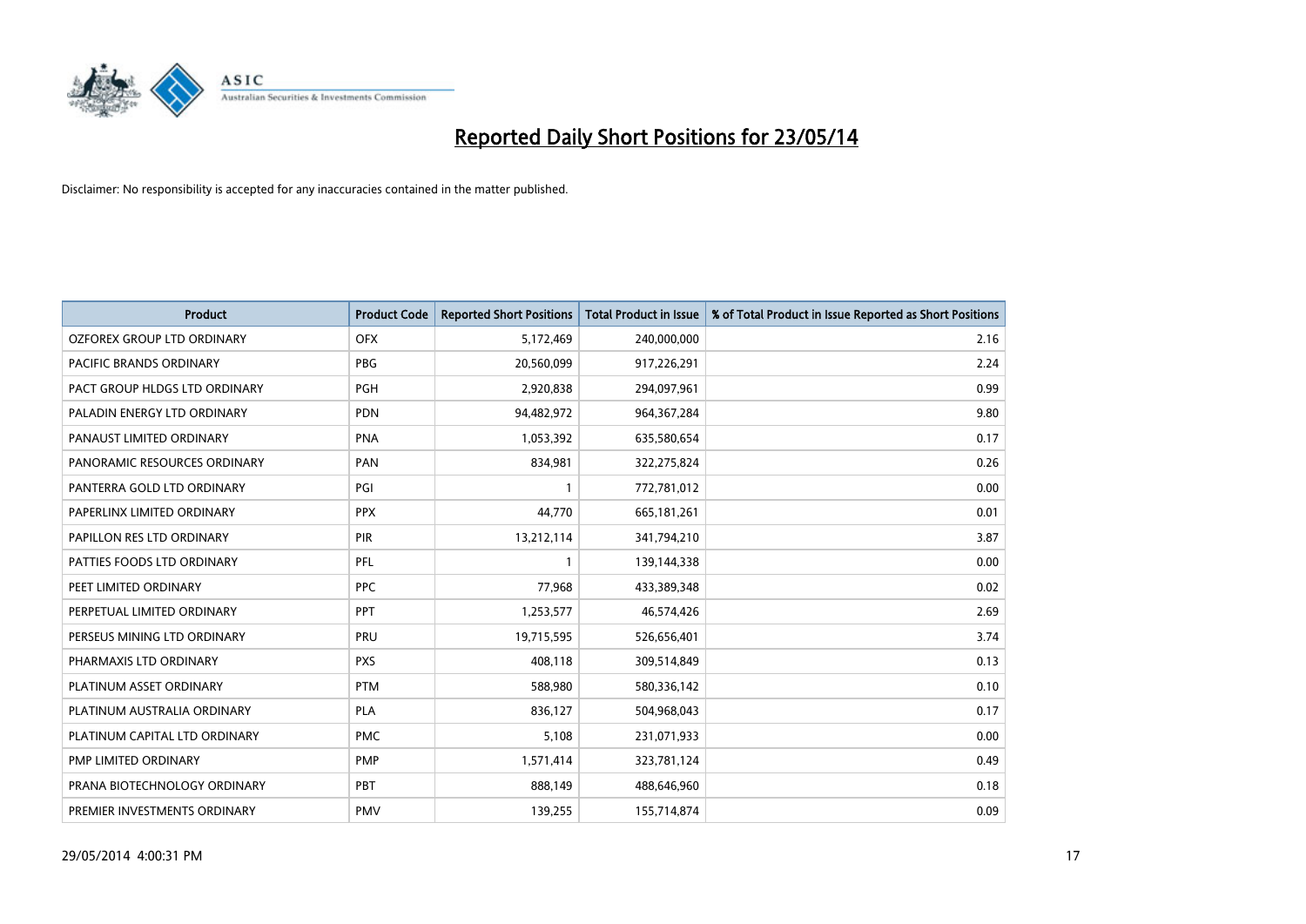# Reported Daily Short Positions for 23/05/14

Disclaimer: No responsibility is accepted for any inaccuracies contained in the matter published.

| Product | Product Code | Reported Short Positions | Total Product in Issue | % of Total Product in Issue Reported as Short Positions |
|---|---|---|---|---|
| OZFOREX GROUP LTD ORDINARY | OFX | 5,172,469 | 240,000,000 | 2.16 |
| PACIFIC BRANDS ORDINARY | PBG | 20,560,099 | 917,226,291 | 2.24 |
| PACT GROUP HLDGS LTD ORDINARY | PGH | 2,920,838 | 294,097,961 | 0.99 |
| PALADIN ENERGY LTD ORDINARY | PDN | 94,482,972 | 964,367,284 | 9.80 |
| PANAUST LIMITED ORDINARY | PNA | 1,053,392 | 635,580,654 | 0.17 |
| PANORAMIC RESOURCES ORDINARY | PAN | 834,981 | 322,275,824 | 0.26 |
| PANTERRA GOLD LTD ORDINARY | PGI | 1 | 772,781,012 | 0.00 |
| PAPERLINX LIMITED ORDINARY | PPX | 44,770 | 665,181,261 | 0.01 |
| PAPILLON RES LTD ORDINARY | PIR | 13,212,114 | 341,794,210 | 3.87 |
| PATTIES FOODS LTD ORDINARY | PFL | 1 | 139,144,338 | 0.00 |
| PEET LIMITED ORDINARY | PPC | 77,968 | 433,389,348 | 0.02 |
| PERPETUAL LIMITED ORDINARY | PPT | 1,253,577 | 46,574,426 | 2.69 |
| PERSEUS MINING LTD ORDINARY | PRU | 19,715,595 | 526,656,401 | 3.74 |
| PHARMAXIS LTD ORDINARY | PXS | 408,118 | 309,514,849 | 0.13 |
| PLATINUM ASSET ORDINARY | PTM | 588,980 | 580,336,142 | 0.10 |
| PLATINUM AUSTRALIA ORDINARY | PLA | 836,127 | 504,968,043 | 0.17 |
| PLATINUM CAPITAL LTD ORDINARY | PMC | 5,108 | 231,071,933 | 0.00 |
| PMP LIMITED ORDINARY | PMP | 1,571,414 | 323,781,124 | 0.49 |
| PRANA BIOTECHNOLOGY ORDINARY | PBT | 888,149 | 488,646,960 | 0.18 |
| PREMIER INVESTMENTS ORDINARY | PMV | 139,255 | 155,714,874 | 0.09 |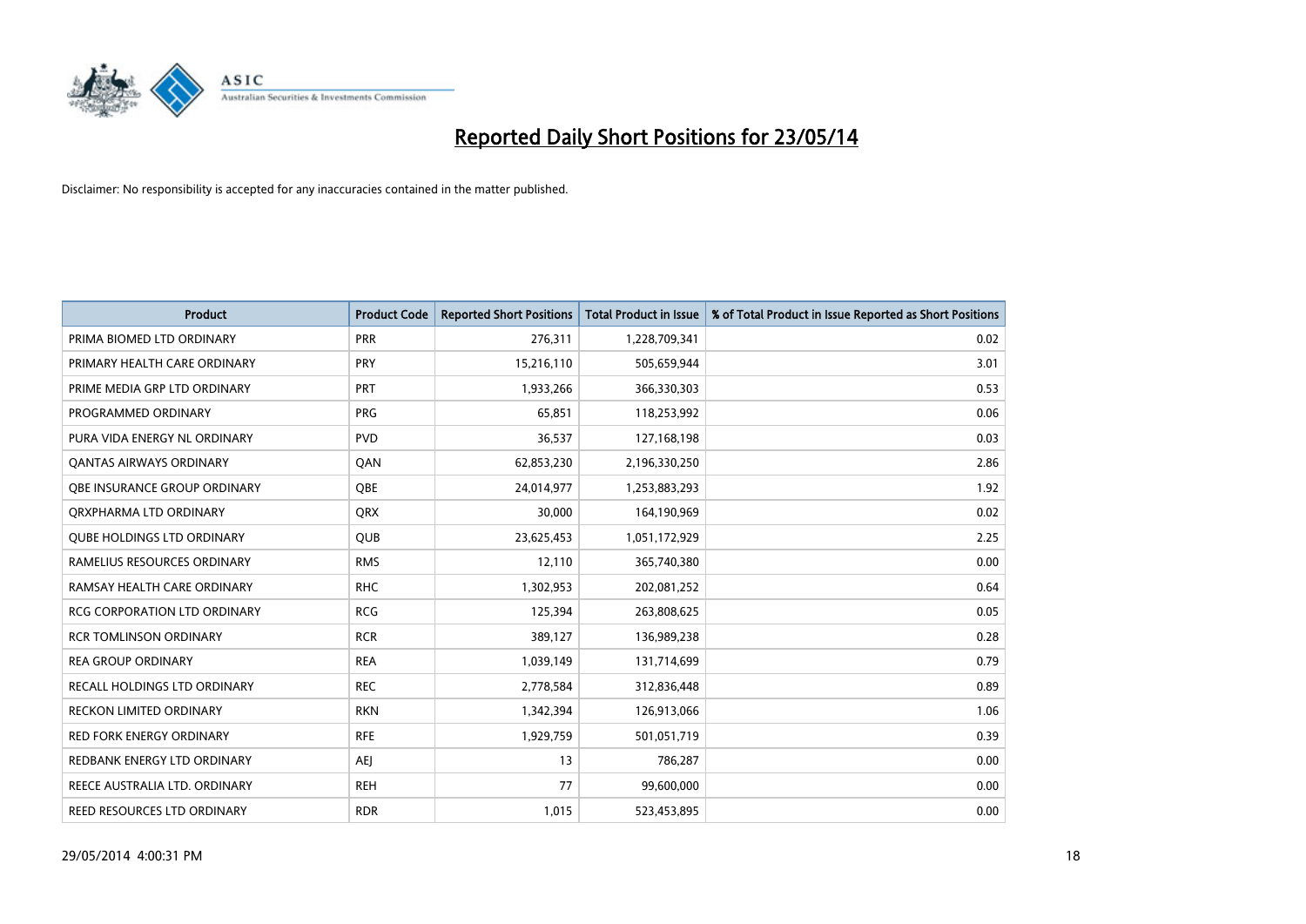# Reported Daily Short Positions for 23/05/14

Disclaimer: No responsibility is accepted for any inaccuracies contained in the matter published.

| Product | Product Code | Reported Short Positions | Total Product in Issue | % of Total Product in Issue Reported as Short Positions |
|---|---|---|---|---|
| PRIMA BIOMED LTD ORDINARY | PRR | 276,311 | 1,228,709,341 | 0.02 |
| PRIMARY HEALTH CARE ORDINARY | PRY | 15,216,110 | 505,659,944 | 3.01 |
| PRIME MEDIA GRP LTD ORDINARY | PRT | 1,933,266 | 366,330,303 | 0.53 |
| PROGRAMMED ORDINARY | PRG | 65,851 | 118,253,992 | 0.06 |
| PURA VIDA ENERGY NL ORDINARY | PVD | 36,537 | 127,168,198 | 0.03 |
| QANTAS AIRWAYS ORDINARY | QAN | 62,853,230 | 2,196,330,250 | 2.86 |
| QBE INSURANCE GROUP ORDINARY | QBE | 24,014,977 | 1,253,883,293 | 1.92 |
| QRXPHARMA LTD ORDINARY | QRX | 30,000 | 164,190,969 | 0.02 |
| QUBE HOLDINGS LTD ORDINARY | QUB | 23,625,453 | 1,051,172,929 | 2.25 |
| RAMELIUS RESOURCES ORDINARY | RMS | 12,110 | 365,740,380 | 0.00 |
| RAMSAY HEALTH CARE ORDINARY | RHC | 1,302,953 | 202,081,252 | 0.64 |
| RCG CORPORATION LTD ORDINARY | RCG | 125,394 | 263,808,625 | 0.05 |
| RCR TOMLINSON ORDINARY | RCR | 389,127 | 136,989,238 | 0.28 |
| REA GROUP ORDINARY | REA | 1,039,149 | 131,714,699 | 0.79 |
| RECALL HOLDINGS LTD ORDINARY | REC | 2,778,584 | 312,836,448 | 0.89 |
| RECKON LIMITED ORDINARY | RKN | 1,342,394 | 126,913,066 | 1.06 |
| RED FORK ENERGY ORDINARY | RFE | 1,929,759 | 501,051,719 | 0.39 |
| REDBANK ENERGY LTD ORDINARY | AEJ | 13 | 786,287 | 0.00 |
| REECE AUSTRALIA LTD. ORDINARY | REH | 77 | 99,600,000 | 0.00 |
| REED RESOURCES LTD ORDINARY | RDR | 1,015 | 523,453,895 | 0.00 |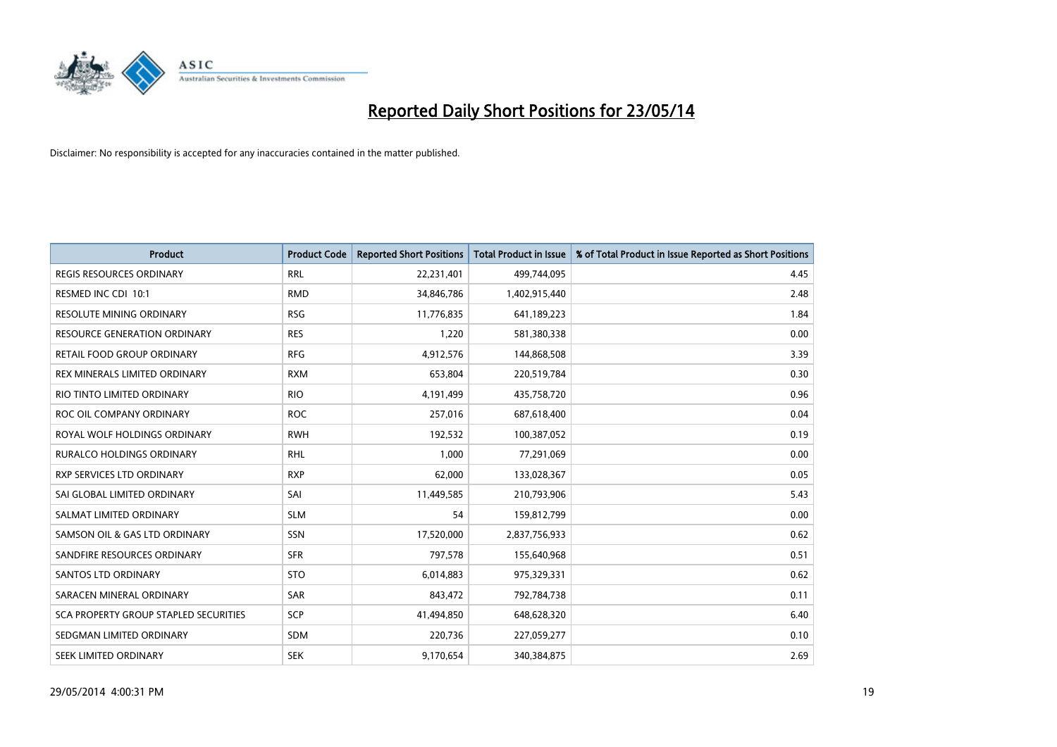# Reported Daily Short Positions for 23/05/14

Disclaimer: No responsibility is accepted for any inaccuracies contained in the matter published.

| Product | Product Code | Reported Short Positions | Total Product in Issue | % of Total Product in Issue Reported as Short Positions |
|---|---|---|---|---|
| REGIS RESOURCES ORDINARY | RRL | 22,231,401 | 499,744,095 | 4.45 |
| RESMED INC CDI 10:1 | RMD | 34,846,786 | 1,402,915,440 | 2.48 |
| RESOLUTE MINING ORDINARY | RSG | 11,776,835 | 641,189,223 | 1.84 |
| RESOURCE GENERATION ORDINARY | RES | 1,220 | 581,380,338 | 0.00 |
| RETAIL FOOD GROUP ORDINARY | RFG | 4,912,576 | 144,868,508 | 3.39 |
| REX MINERALS LIMITED ORDINARY | RXM | 653,804 | 220,519,784 | 0.30 |
| RIO TINTO LIMITED ORDINARY | RIO | 4,191,499 | 435,758,720 | 0.96 |
| ROC OIL COMPANY ORDINARY | ROC | 257,016 | 687,618,400 | 0.04 |
| ROYAL WOLF HOLDINGS ORDINARY | RWH | 192,532 | 100,387,052 | 0.19 |
| RURALCO HOLDINGS ORDINARY | RHL | 1,000 | 77,291,069 | 0.00 |
| RXP SERVICES LTD ORDINARY | RXP | 62,000 | 133,028,367 | 0.05 |
| SAI GLOBAL LIMITED ORDINARY | SAI | 11,449,585 | 210,793,906 | 5.43 |
| SALMAT LIMITED ORDINARY | SLM | 54 | 159,812,799 | 0.00 |
| SAMSON OIL & GAS LTD ORDINARY | SSN | 17,520,000 | 2,837,756,933 | 0.62 |
| SANDFIRE RESOURCES ORDINARY | SFR | 797,578 | 155,640,968 | 0.51 |
| SANTOS LTD ORDINARY | STO | 6,014,883 | 975,329,331 | 0.62 |
| SARACEN MINERAL ORDINARY | SAR | 843,472 | 792,784,738 | 0.11 |
| SCA PROPERTY GROUP STAPLED SECURITIES | SCP | 41,494,850 | 648,628,320 | 6.40 |
| SEDGMAN LIMITED ORDINARY | SDM | 220,736 | 227,059,277 | 0.10 |
| SEEK LIMITED ORDINARY | SEK | 9,170,654 | 340,384,875 | 2.69 |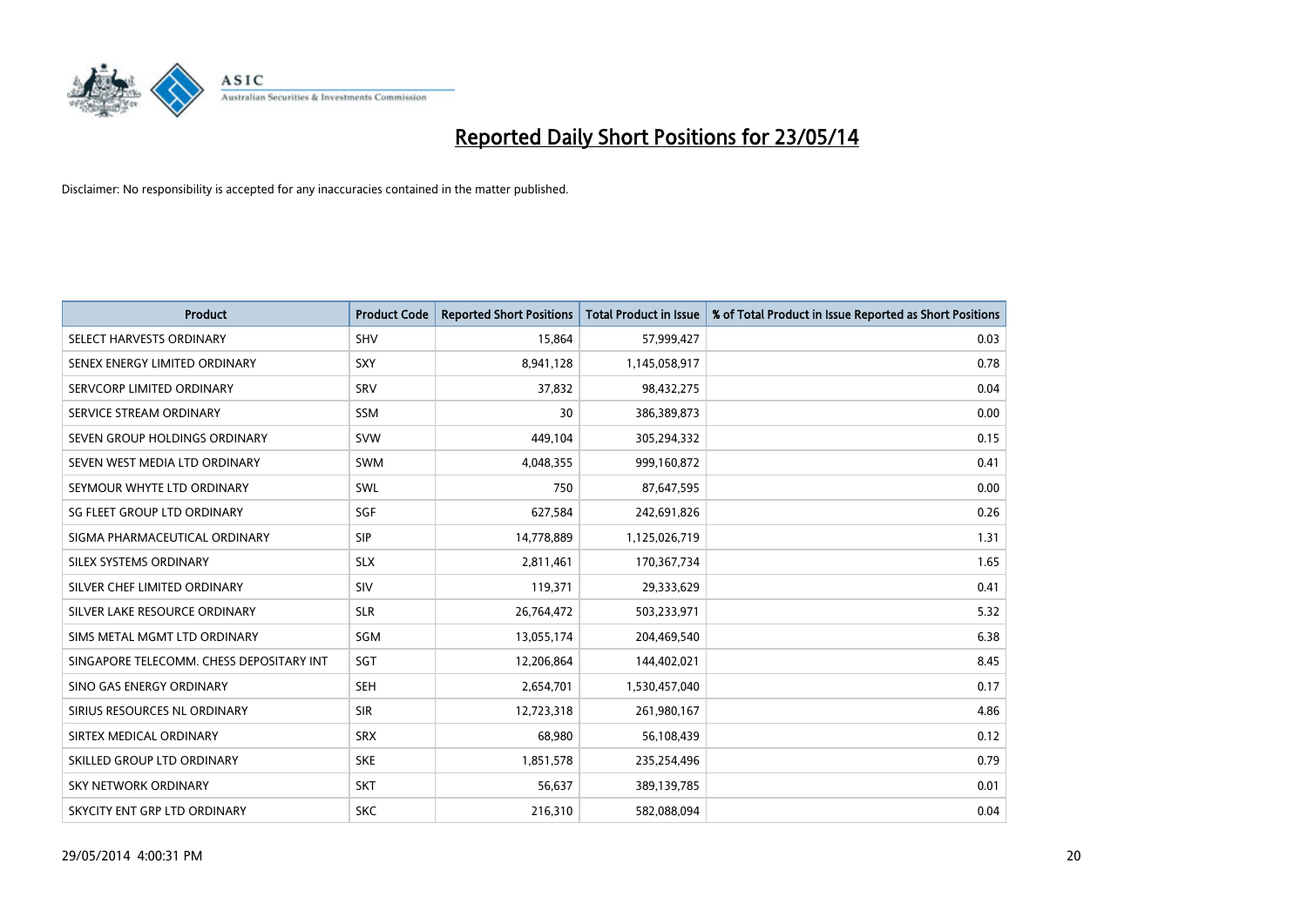# Reported Daily Short Positions for 23/05/14

Disclaimer: No responsibility is accepted for any inaccuracies contained in the matter published.

| Product | Product Code | Reported Short Positions | Total Product in Issue | % of Total Product in Issue Reported as Short Positions |
|---|---|---|---|---|
| SELECT HARVESTS ORDINARY | SHV | 15,864 | 57,999,427 | 0.03 |
| SENEX ENERGY LIMITED ORDINARY | SXY | 8,941,128 | 1,145,058,917 | 0.78 |
| SERVCORP LIMITED ORDINARY | SRV | 37,832 | 98,432,275 | 0.04 |
| SERVICE STREAM ORDINARY | SSM | 30 | 386,389,873 | 0.00 |
| SEVEN GROUP HOLDINGS ORDINARY | SVW | 449,104 | 305,294,332 | 0.15 |
| SEVEN WEST MEDIA LTD ORDINARY | SWM | 4,048,355 | 999,160,872 | 0.41 |
| SEYMOUR WHYTE LTD ORDINARY | SWL | 750 | 87,647,595 | 0.00 |
| SG FLEET GROUP LTD ORDINARY | SGF | 627,584 | 242,691,826 | 0.26 |
| SIGMA PHARMACEUTICAL ORDINARY | SIP | 14,778,889 | 1,125,026,719 | 1.31 |
| SILEX SYSTEMS ORDINARY | SLX | 2,811,461 | 170,367,734 | 1.65 |
| SILVER CHEF LIMITED ORDINARY | SIV | 119,371 | 29,333,629 | 0.41 |
| SILVER LAKE RESOURCE ORDINARY | SLR | 26,764,472 | 503,233,971 | 5.32 |
| SIMS METAL MGMT LTD ORDINARY | SGM | 13,055,174 | 204,469,540 | 6.38 |
| SINGAPORE TELECOMM. CHESS DEPOSITARY INT | SGT | 12,206,864 | 144,402,021 | 8.45 |
| SINO GAS ENERGY ORDINARY | SEH | 2,654,701 | 1,530,457,040 | 0.17 |
| SIRIUS RESOURCES NL ORDINARY | SIR | 12,723,318 | 261,980,167 | 4.86 |
| SIRTEX MEDICAL ORDINARY | SRX | 68,980 | 56,108,439 | 0.12 |
| SKILLED GROUP LTD ORDINARY | SKE | 1,851,578 | 235,254,496 | 0.79 |
| SKY NETWORK ORDINARY | SKT | 56,637 | 389,139,785 | 0.01 |
| SKYCITY ENT GRP LTD ORDINARY | SKC | 216,310 | 582,088,094 | 0.04 |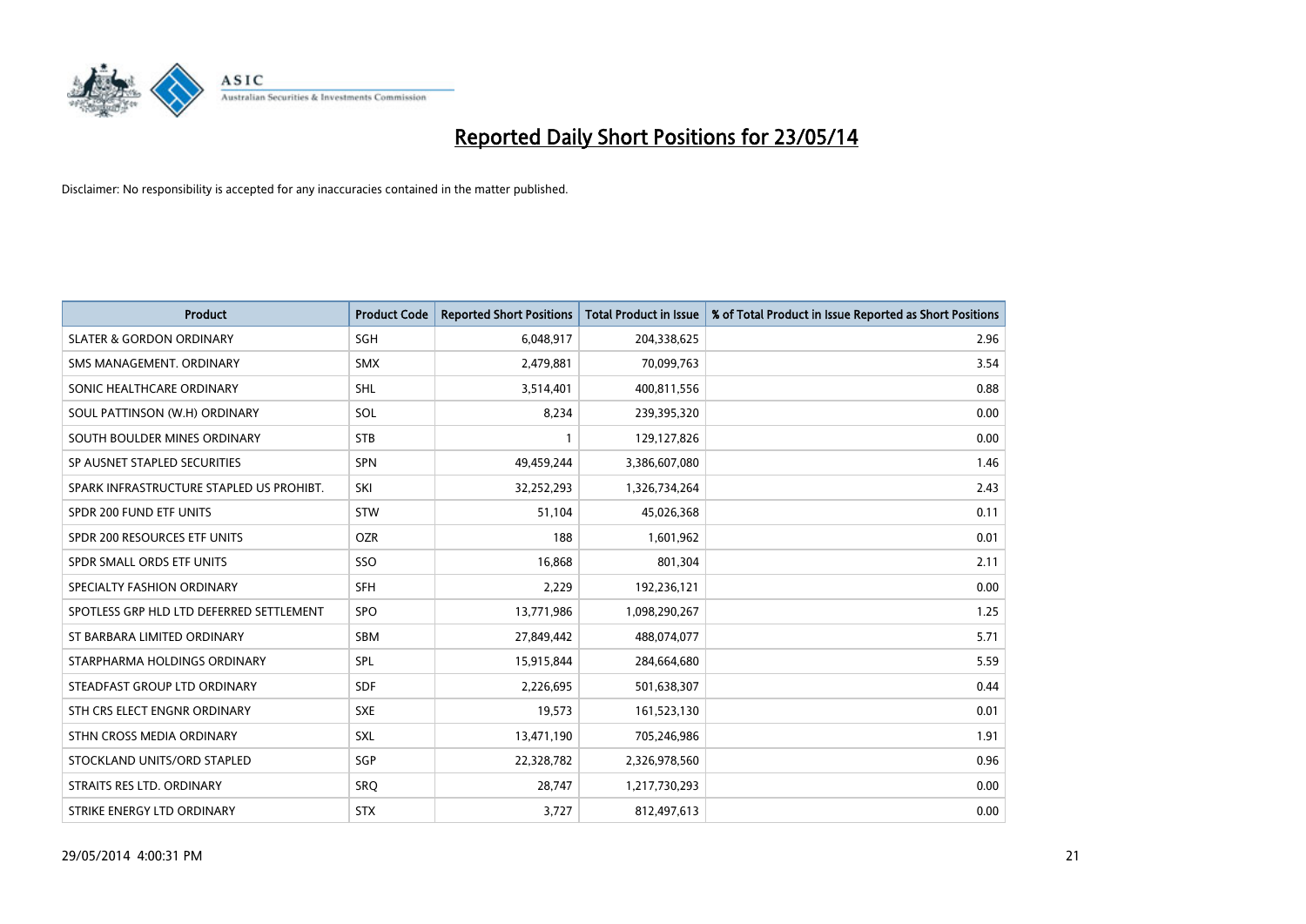# Reported Daily Short Positions for 23/05/14

Disclaimer: No responsibility is accepted for any inaccuracies contained in the matter published.

| Product | Product Code | Reported Short Positions | Total Product in Issue | % of Total Product in Issue Reported as Short Positions |
|---|---|---|---|---|
| SLATER & GORDON ORDINARY | SGH | 6,048,917 | 204,338,625 | 2.96 |
| SMS MANAGEMENT. ORDINARY | SMX | 2,479,881 | 70,099,763 | 3.54 |
| SONIC HEALTHCARE ORDINARY | SHL | 3,514,401 | 400,811,556 | 0.88 |
| SOUL PATTINSON (W.H) ORDINARY | SOL | 8,234 | 239,395,320 | 0.00 |
| SOUTH BOULDER MINES ORDINARY | STB | 1 | 129,127,826 | 0.00 |
| SP AUSNET STAPLED SECURITIES | SPN | 49,459,244 | 3,386,607,080 | 1.46 |
| SPARK INFRASTRUCTURE STAPLED US PROHIBT. | SKI | 32,252,293 | 1,326,734,264 | 2.43 |
| SPDR 200 FUND ETF UNITS | STW | 51,104 | 45,026,368 | 0.11 |
| SPDR 200 RESOURCES ETF UNITS | OZR | 188 | 1,601,962 | 0.01 |
| SPDR SMALL ORDS ETF UNITS | SSO | 16,868 | 801,304 | 2.11 |
| SPECIALTY FASHION ORDINARY | SFH | 2,229 | 192,236,121 | 0.00 |
| SPOTLESS GRP HLD LTD DEFERRED SETTLEMENT | SPO | 13,771,986 | 1,098,290,267 | 1.25 |
| ST BARBARA LIMITED ORDINARY | SBM | 27,849,442 | 488,074,077 | 5.71 |
| STARPHARMA HOLDINGS ORDINARY | SPL | 15,915,844 | 284,664,680 | 5.59 |
| STEADFAST GROUP LTD ORDINARY | SDF | 2,226,695 | 501,638,307 | 0.44 |
| STH CRS ELECT ENGNR ORDINARY | SXE | 19,573 | 161,523,130 | 0.01 |
| STHN CROSS MEDIA ORDINARY | SXL | 13,471,190 | 705,246,986 | 1.91 |
| STOCKLAND UNITS/ORD STAPLED | SGP | 22,328,782 | 2,326,978,560 | 0.96 |
| STRAITS RES LTD. ORDINARY | SRQ | 28,747 | 1,217,730,293 | 0.00 |
| STRIKE ENERGY LTD ORDINARY | STX | 3,727 | 812,497,613 | 0.00 |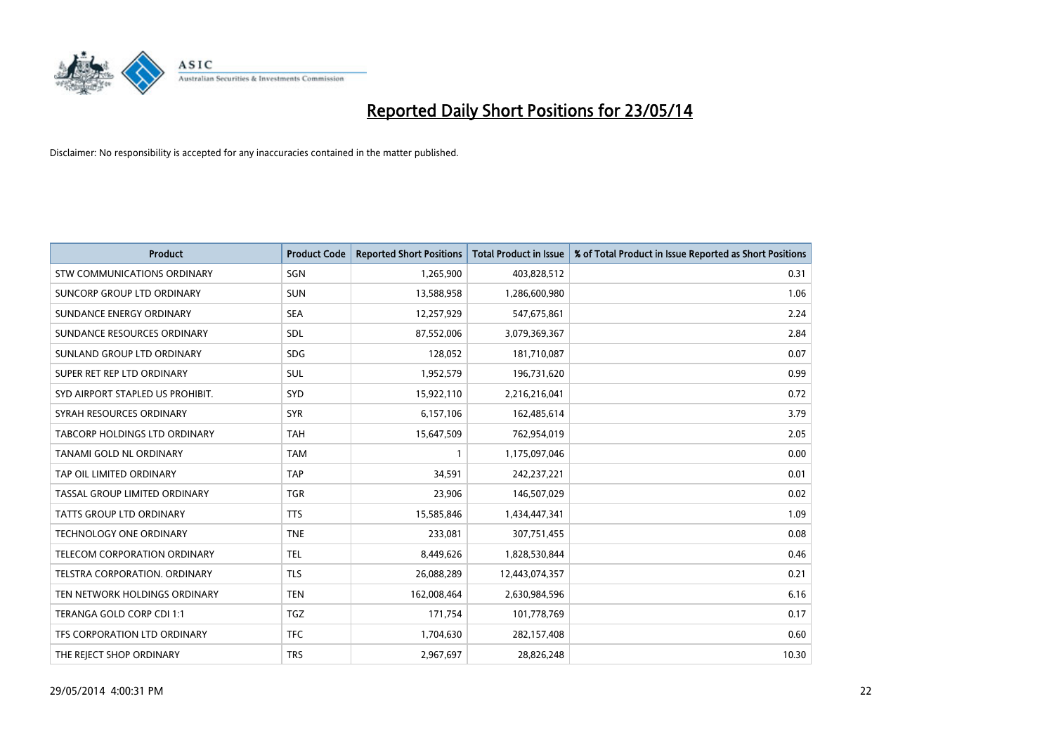# Reported Daily Short Positions for 23/05/14

Disclaimer: No responsibility is accepted for any inaccuracies contained in the matter published.

| Product | Product Code | Reported Short Positions | Total Product in Issue | % of Total Product in Issue Reported as Short Positions |
|---|---|---|---|---|
| STW COMMUNICATIONS ORDINARY | SGN | 1,265,900 | 403,828,512 | 0.31 |
| SUNCORP GROUP LTD ORDINARY | SUN | 13,588,958 | 1,286,600,980 | 1.06 |
| SUNDANCE ENERGY ORDINARY | SEA | 12,257,929 | 547,675,861 | 2.24 |
| SUNDANCE RESOURCES ORDINARY | SDL | 87,552,006 | 3,079,369,367 | 2.84 |
| SUNLAND GROUP LTD ORDINARY | SDG | 128,052 | 181,710,087 | 0.07 |
| SUPER RET REP LTD ORDINARY | SUL | 1,952,579 | 196,731,620 | 0.99 |
| SYD AIRPORT STAPLED US PROHIBIT. | SYD | 15,922,110 | 2,216,216,041 | 0.72 |
| SYRAH RESOURCES ORDINARY | SYR | 6,157,106 | 162,485,614 | 3.79 |
| TABCORP HOLDINGS LTD ORDINARY | TAH | 15,647,509 | 762,954,019 | 2.05 |
| TANAMI GOLD NL ORDINARY | TAM | 1 | 1,175,097,046 | 0.00 |
| TAP OIL LIMITED ORDINARY | TAP | 34,591 | 242,237,221 | 0.01 |
| TASSAL GROUP LIMITED ORDINARY | TGR | 23,906 | 146,507,029 | 0.02 |
| TATTS GROUP LTD ORDINARY | TTS | 15,585,846 | 1,434,447,341 | 1.09 |
| TECHNOLOGY ONE ORDINARY | TNE | 233,081 | 307,751,455 | 0.08 |
| TELECOM CORPORATION ORDINARY | TEL | 8,449,626 | 1,828,530,844 | 0.46 |
| TELSTRA CORPORATION. ORDINARY | TLS | 26,088,289 | 12,443,074,357 | 0.21 |
| TEN NETWORK HOLDINGS ORDINARY | TEN | 162,008,464 | 2,630,984,596 | 6.16 |
| TERANGA GOLD CORP CDI 1:1 | TGZ | 171,754 | 101,778,769 | 0.17 |
| TFS CORPORATION LTD ORDINARY | TFC | 1,704,630 | 282,157,408 | 0.60 |
| THE REJECT SHOP ORDINARY | TRS | 2,967,697 | 28,826,248 | 10.30 |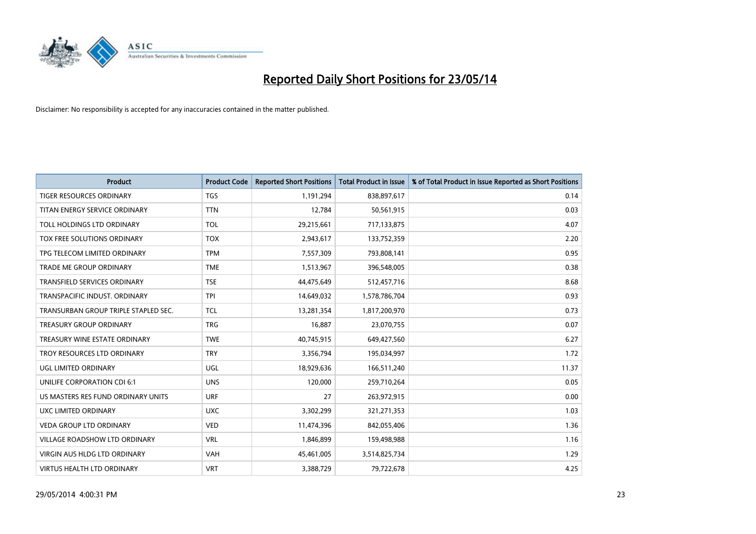# Reported Daily Short Positions for 23/05/14

Disclaimer: No responsibility is accepted for any inaccuracies contained in the matter published.

| Product | Product Code | Reported Short Positions | Total Product in Issue | % of Total Product in Issue Reported as Short Positions |
|---|---|---|---|---|
| TIGER RESOURCES ORDINARY | TGS | 1,191,294 | 838,897,617 | 0.14 |
| TITAN ENERGY SERVICE ORDINARY | TTN | 12,784 | 50,561,915 | 0.03 |
| TOLL HOLDINGS LTD ORDINARY | TOL | 29,215,661 | 717,133,875 | 4.07 |
| TOX FREE SOLUTIONS ORDINARY | TOX | 2,943,617 | 133,752,359 | 2.20 |
| TPG TELECOM LIMITED ORDINARY | TPM | 7,557,309 | 793,808,141 | 0.95 |
| TRADE ME GROUP ORDINARY | TME | 1,513,967 | 396,548,005 | 0.38 |
| TRANSFIELD SERVICES ORDINARY | TSE | 44,475,649 | 512,457,716 | 8.68 |
| TRANSPACIFIC INDUST. ORDINARY | TPI | 14,649,032 | 1,578,786,704 | 0.93 |
| TRANSURBAN GROUP TRIPLE STAPLED SEC. | TCL | 13,281,354 | 1,817,200,970 | 0.73 |
| TREASURY GROUP ORDINARY | TRG | 16,887 | 23,070,755 | 0.07 |
| TREASURY WINE ESTATE ORDINARY | TWE | 40,745,915 | 649,427,560 | 6.27 |
| TROY RESOURCES LTD ORDINARY | TRY | 3,356,794 | 195,034,997 | 1.72 |
| UGL LIMITED ORDINARY | UGL | 18,929,636 | 166,511,240 | 11.37 |
| UNILIFE CORPORATION CDI 6:1 | UNS | 120,000 | 259,710,264 | 0.05 |
| US MASTERS RES FUND ORDINARY UNITS | URF | 27 | 263,972,915 | 0.00 |
| UXC LIMITED ORDINARY | UXC | 3,302,299 | 321,271,353 | 1.03 |
| VEDA GROUP LTD ORDINARY | VED | 11,474,396 | 842,055,406 | 1.36 |
| VILLAGE ROADSHOW LTD ORDINARY | VRL | 1,846,899 | 159,498,988 | 1.16 |
| VIRGIN AUS HLDG LTD ORDINARY | VAH | 45,461,005 | 3,514,825,734 | 1.29 |
| VIRTUS HEALTH LTD ORDINARY | VRT | 3,388,729 | 79,722,678 | 4.25 |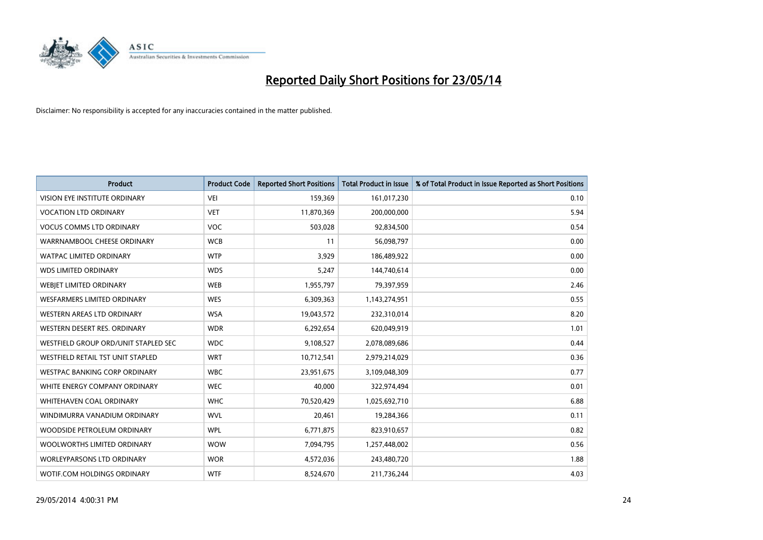# Reported Daily Short Positions for 23/05/14

Disclaimer: No responsibility is accepted for any inaccuracies contained in the matter published.

| Product | Product Code | Reported Short Positions | Total Product in Issue | % of Total Product in Issue Reported as Short Positions |
|---|---|---|---|---|
| VISION EYE INSTITUTE ORDINARY | VEI | 159,369 | 161,017,230 | 0.10 |
| VOCATION LTD ORDINARY | VET | 11,870,369 | 200,000,000 | 5.94 |
| VOCUS COMMS LTD ORDINARY | VOC | 503,028 | 92,834,500 | 0.54 |
| WARRNAMBOOL CHEESE ORDINARY | WCB | 11 | 56,098,797 | 0.00 |
| WATPAC LIMITED ORDINARY | WTP | 3,929 | 186,489,922 | 0.00 |
| WDS LIMITED ORDINARY | WDS | 5,247 | 144,740,614 | 0.00 |
| WEBJET LIMITED ORDINARY | WEB | 1,955,797 | 79,397,959 | 2.46 |
| WESFARMERS LIMITED ORDINARY | WES | 6,309,363 | 1,143,274,951 | 0.55 |
| WESTERN AREAS LTD ORDINARY | WSA | 19,043,572 | 232,310,014 | 8.20 |
| WESTERN DESERT RES. ORDINARY | WDR | 6,292,654 | 620,049,919 | 1.01 |
| WESTFIELD GROUP ORD/UNIT STAPLED SEC | WDC | 9,108,527 | 2,078,089,686 | 0.44 |
| WESTFIELD RETAIL TST UNIT STAPLED | WRT | 10,712,541 | 2,979,214,029 | 0.36 |
| WESTPAC BANKING CORP ORDINARY | WBC | 23,951,675 | 3,109,048,309 | 0.77 |
| WHITE ENERGY COMPANY ORDINARY | WEC | 40,000 | 322,974,494 | 0.01 |
| WHITEHAVEN COAL ORDINARY | WHC | 70,520,429 | 1,025,692,710 | 6.88 |
| WINDIMURRA VANADIUM ORDINARY | WVL | 20,461 | 19,284,366 | 0.11 |
| WOODSIDE PETROLEUM ORDINARY | WPL | 6,771,875 | 823,910,657 | 0.82 |
| WOOLWORTHS LIMITED ORDINARY | WOW | 7,094,795 | 1,257,448,002 | 0.56 |
| WORLEYPARSONS LTD ORDINARY | WOR | 4,572,036 | 243,480,720 | 1.88 |
| WOTIF.COM HOLDINGS ORDINARY | WTF | 8,524,670 | 211,736,244 | 4.03 |

29/05/2014 4:00:31 PM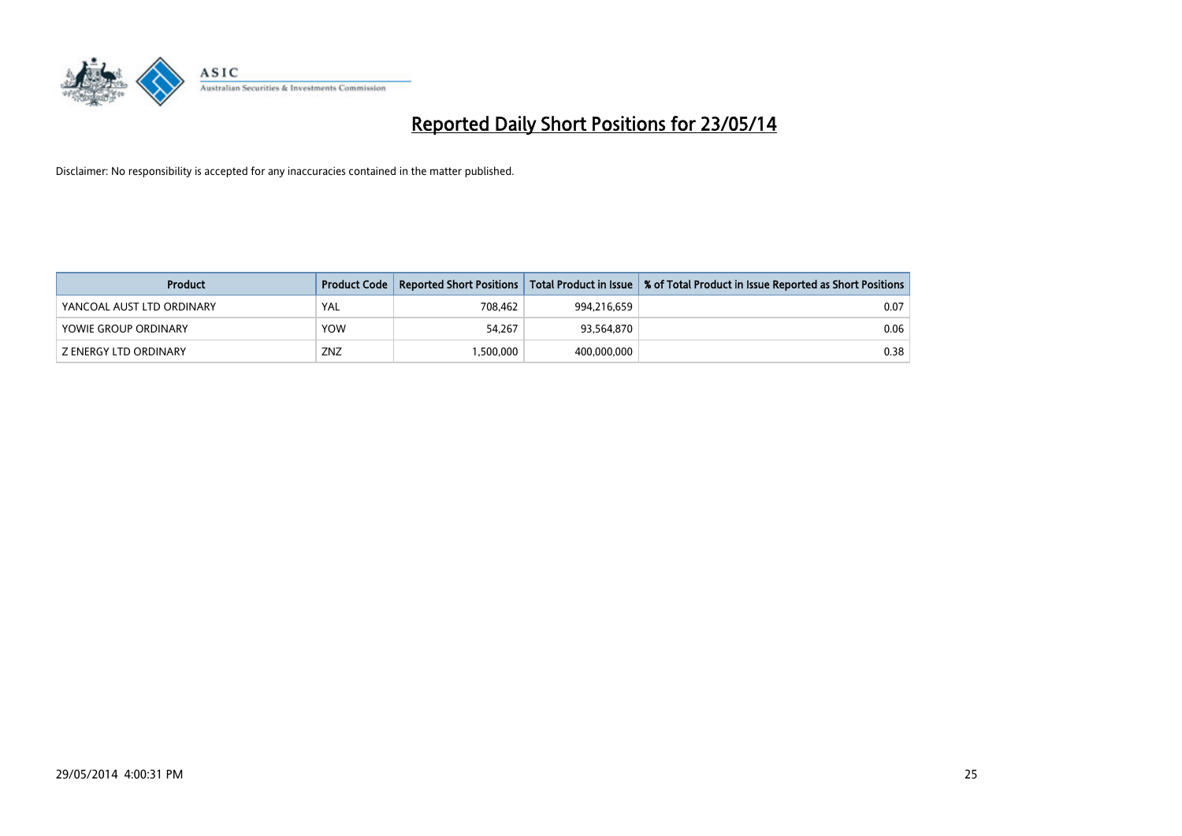# Reported Daily Short Positions for 23/05/14

Disclaimer: No responsibility is accepted for any inaccuracies contained in the matter published.

| Product | Product Code | Reported Short Positions | Total Product in Issue | % of Total Product in Issue Reported as Short Positions |
|---|---|---|---|---|
| YANCOAL AUST LTD ORDINARY | YAL | 708,462 | 994,216,659 | 0.07 |
| YOWIE GROUP ORDINARY | YOW | 54,267 | 93,564,870 | 0.06 |
| Z ENERGY LTD ORDINARY | ZNZ | 1,500,000 | 400,000,000 | 0.38 |

29/05/2014 4:00:31 PM